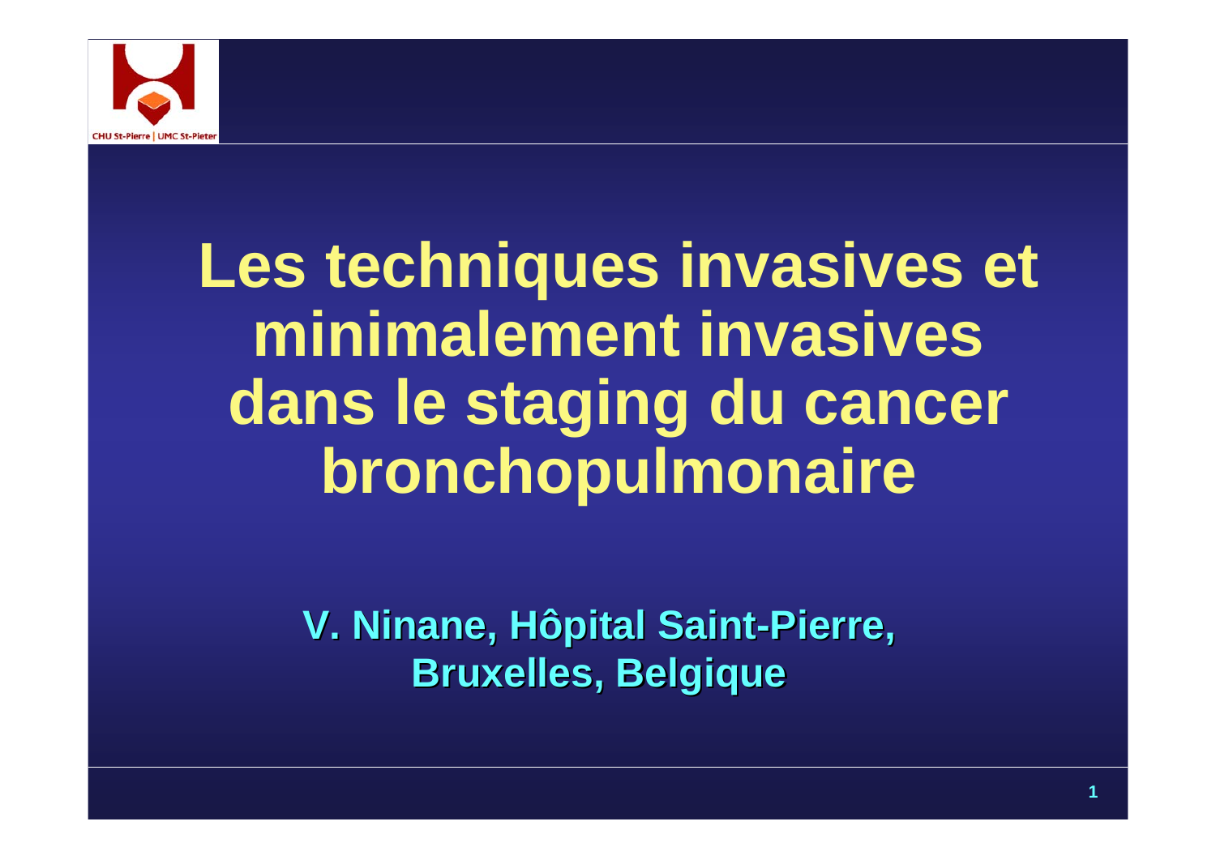# Les techniques invasives et minimalement invasives dans le staging du cancer bronchopulmonaire

**V. Ninane, Hôpital Saint-Pierre, Bruxelles, Belgique**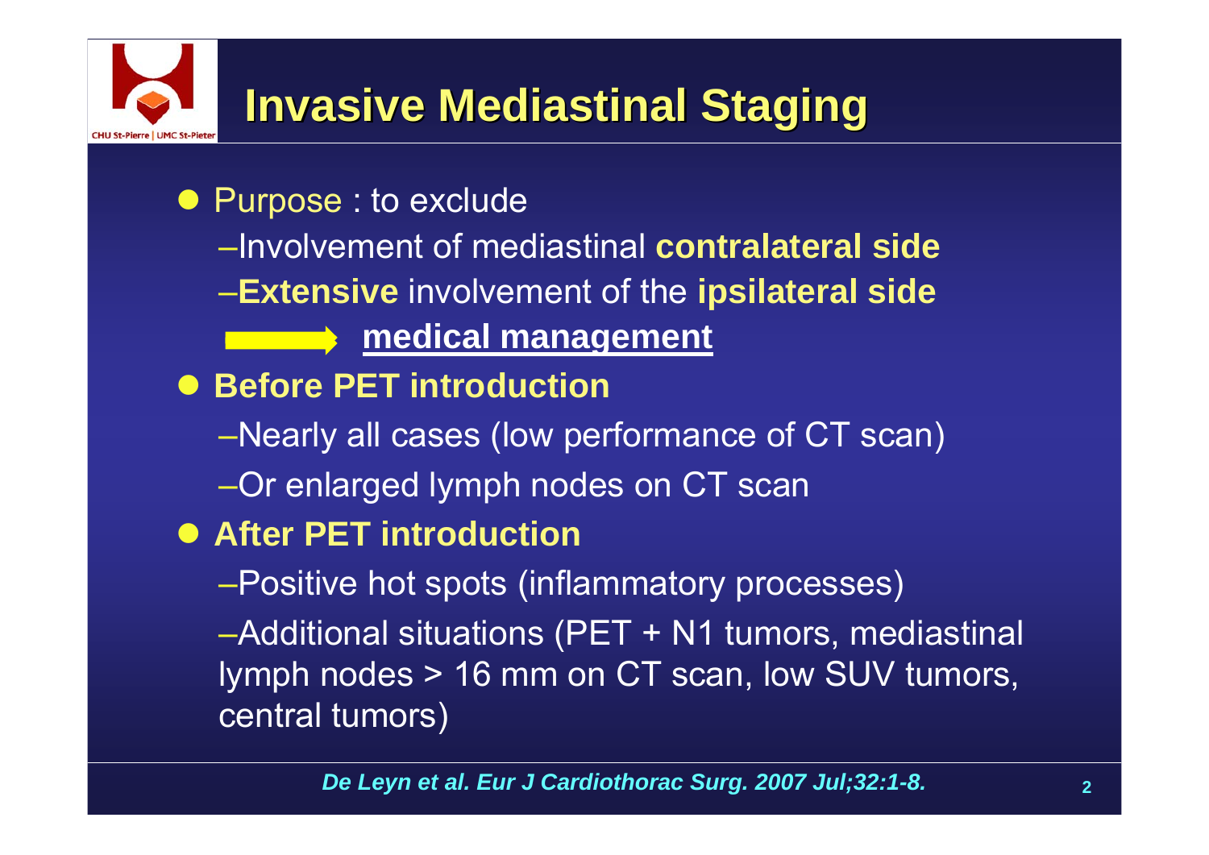# Invasive Mediastinal Staging

- Purpose : to exclude
  - –Involvement of mediastinal **contralateral side**
  - –**Extensive** involvement of the **ipsilateral side**
  
  → **medical management**
- **Before PET introduction**
  - –Nearly all cases (low performance of CT scan)
  - –Or enlarged lymph nodes on CT scan
- **After PET introduction**
  - –Positive hot spots (inflammatory processes)
  - –Additional situations (PET + N1 tumors, mediastinal lymph nodes > 16 mm on CT scan, low SUV tumors, central tumors)

***De Leyn et al. Eur J Cardiothorac Surg. 2007 Jul;32:1-8.***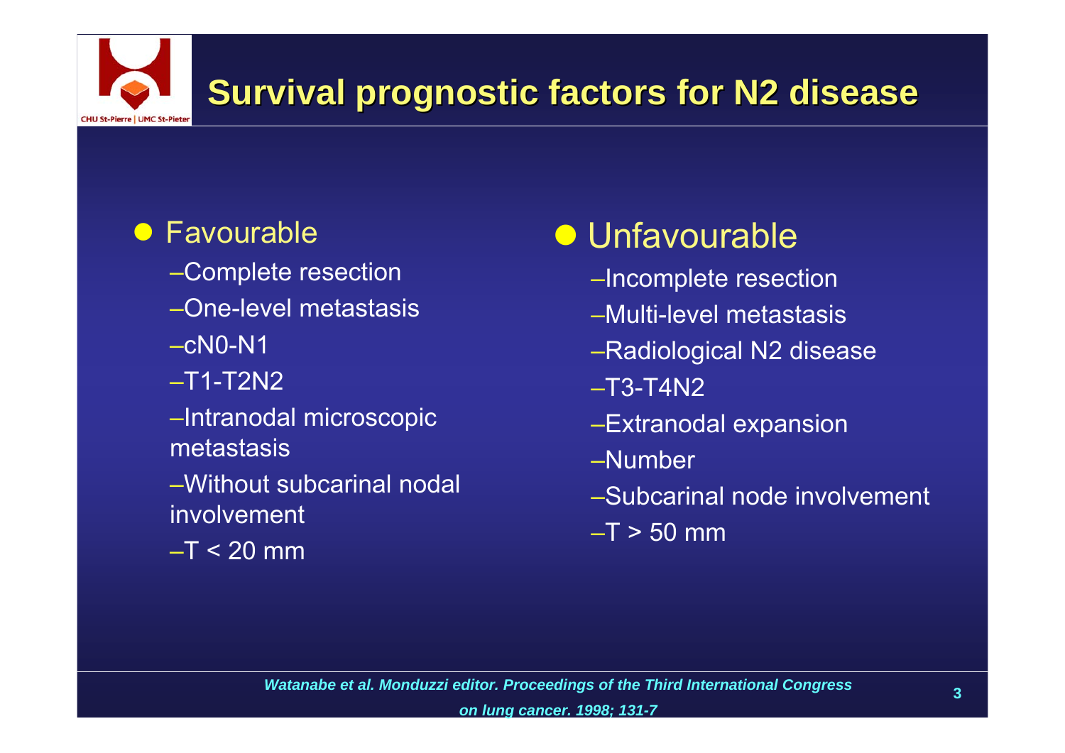# Survival prognostic factors for N2 disease

- **Favourable**
  - Complete resection
  - One-level metastasis
  - cN0-N1
  - T1-T2N2
  - Intranodal microscopic metastasis
  - Without subcarinal nodal involvement
  - T < 20 mm

- **Unfavourable**
  - Incomplete resection
  - Multi-level metastasis
  - Radiological N2 disease
  - T3-T4N2
  - Extranodal expansion
  - Number
  - Subcarinal node involvement
  - T > 50 mm

*Watanabe et al. Monduzzi editor. Proceedings of the Third International Congress on lung cancer. 1998; 131-7*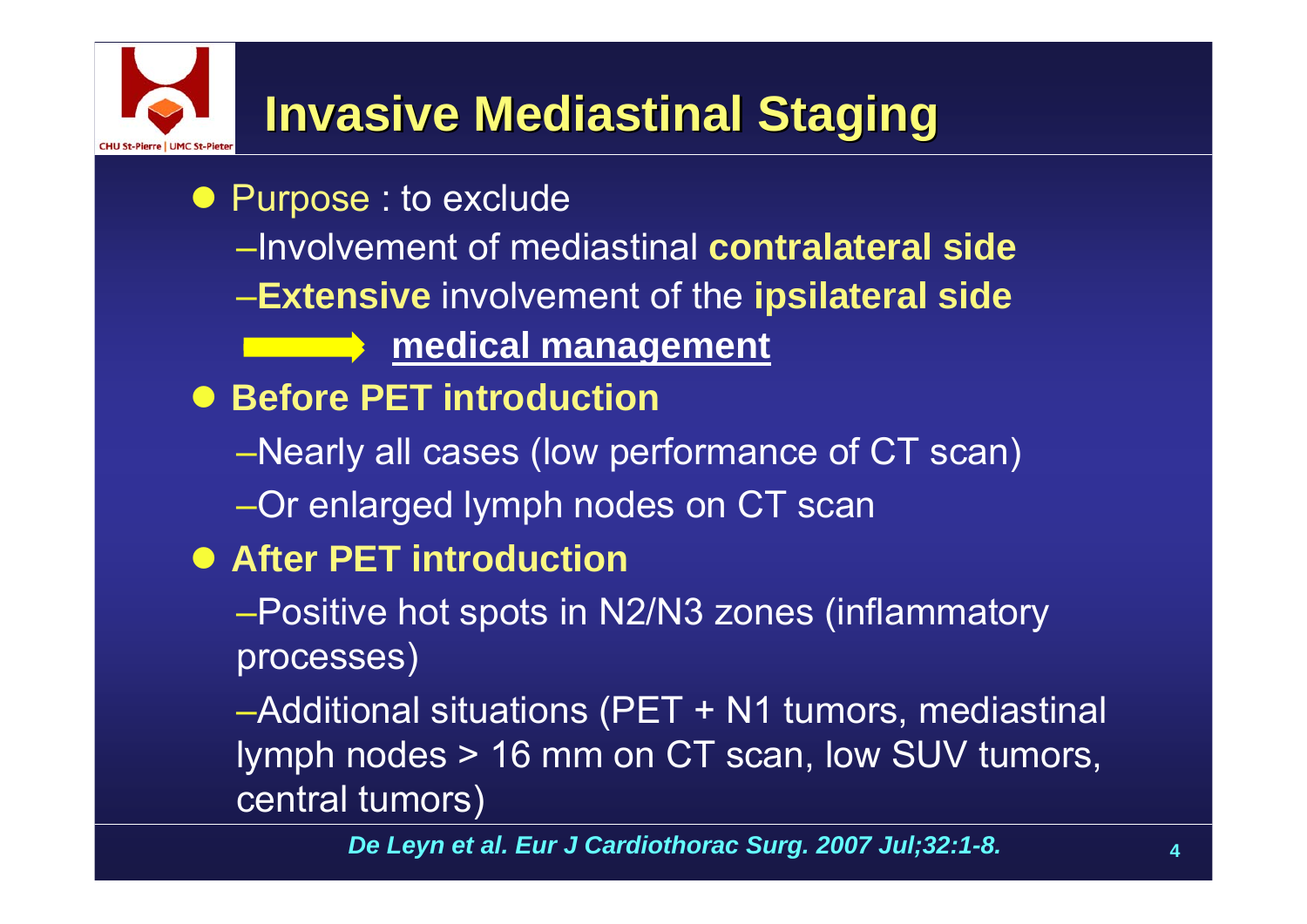# Invasive Mediastinal Staging

- Purpose : to exclude
  - Involvement of mediastinal **contralateral side**
  - **Extensive** involvement of the **ipsilateral side**
  - → **medical management**
- **Before PET introduction**
  - Nearly all cases (low performance of CT scan)
  - Or enlarged lymph nodes on CT scan
- **After PET introduction**
  - Positive hot spots in N2/N3 zones (inflammatory processes)
  - Additional situations (PET + N1 tumors, mediastinal lymph nodes > 16 mm on CT scan, low SUV tumors, central tumors)

***De Leyn et al. Eur J Cardiothorac Surg. 2007 Jul;32:1-8.***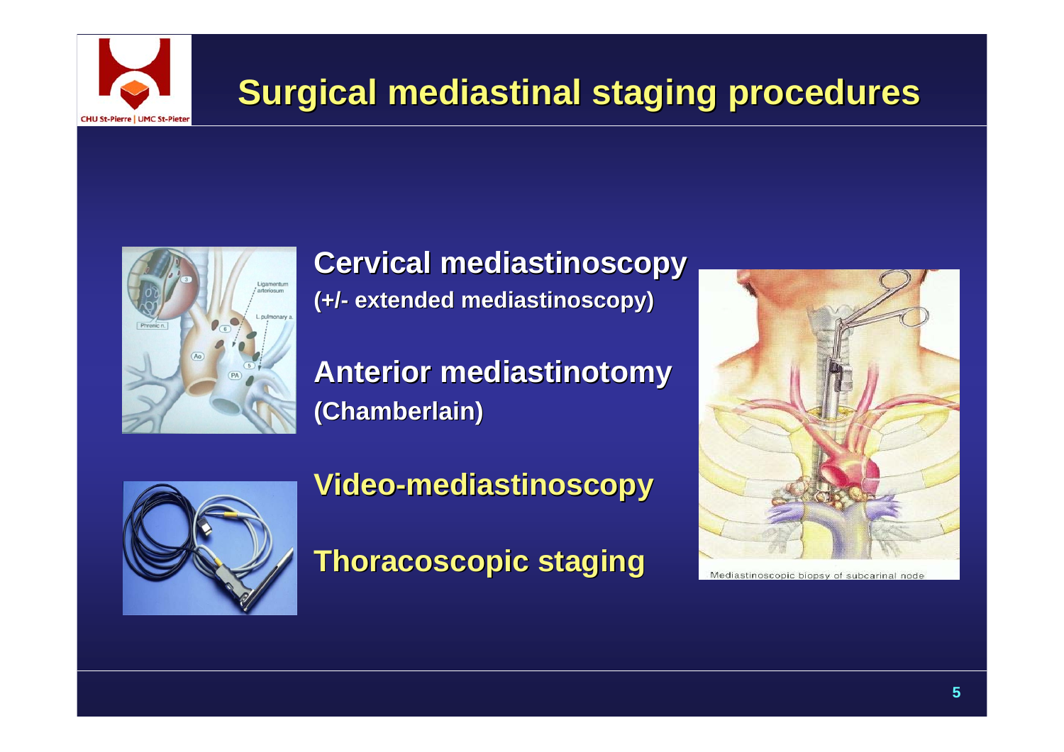# Surgical mediastinal staging procedures

**Cervical mediastinoscopy**
**(+/- extended mediastinoscopy)**

**Anterior mediastinotomy**
**(Chamberlain)**

**Video-mediastinoscopy**

**Thoracoscopic staging**

Mediastinoscopic biopsy of subcarinal node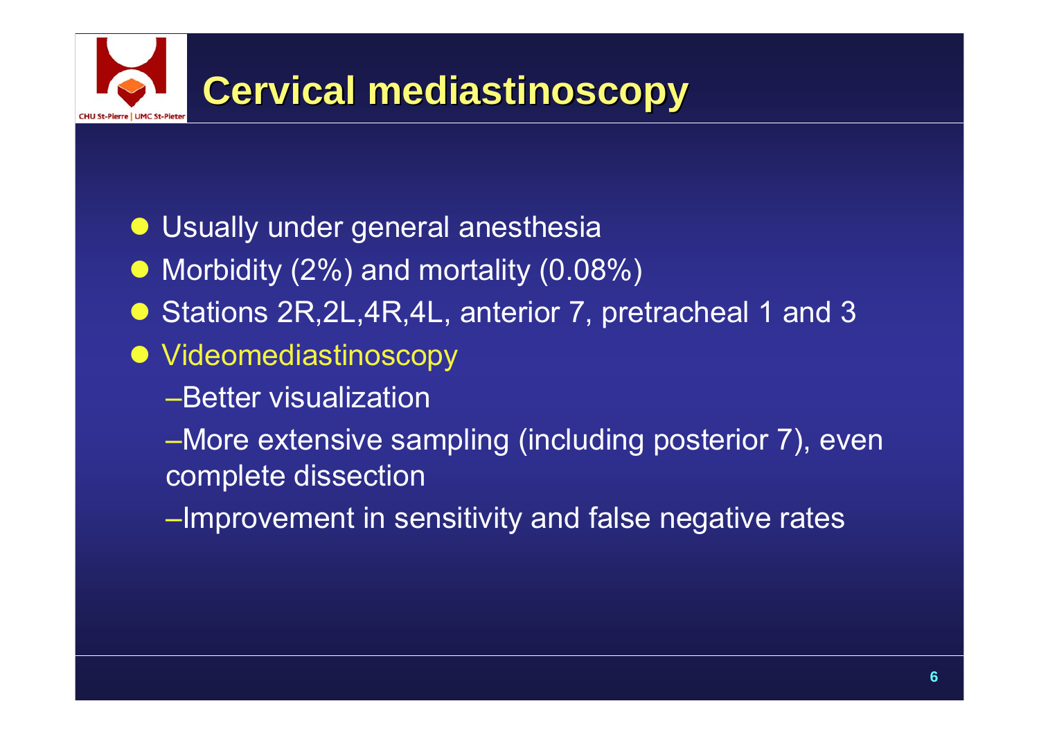# Cervical mediastinoscopy

- Usually under general anesthesia
- Morbidity (2%) and mortality (0.08%)
- Stations 2R,2L,4R,4L, anterior 7, pretracheal 1 and 3
- Videomediastinoscopy
  - Better visualization
  - More extensive sampling (including posterior 7), even complete dissection
  - Improvement in sensitivity and false negative rates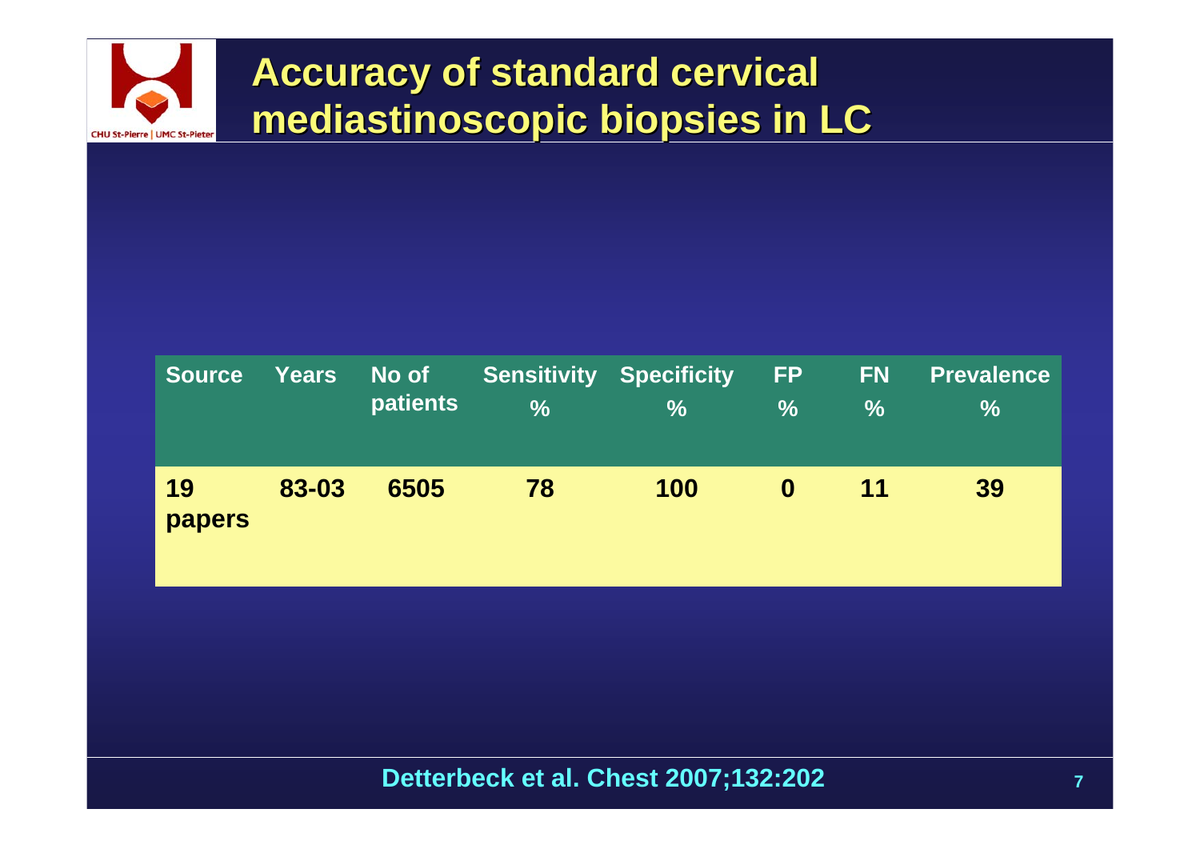# Accuracy of standard cervical mediastinoscopic biopsies in LC

| Source | Years | No of patients | Sensitivity % | Specificity % | FP % | FN % | Prevalence % |
|---|---|---|---|---|---|---|---|
| 19 papers | 83-03 | 6505 | 78 | 100 | 0 | 11 | 39 |

Detterbeck et al. Chest 2007;132:202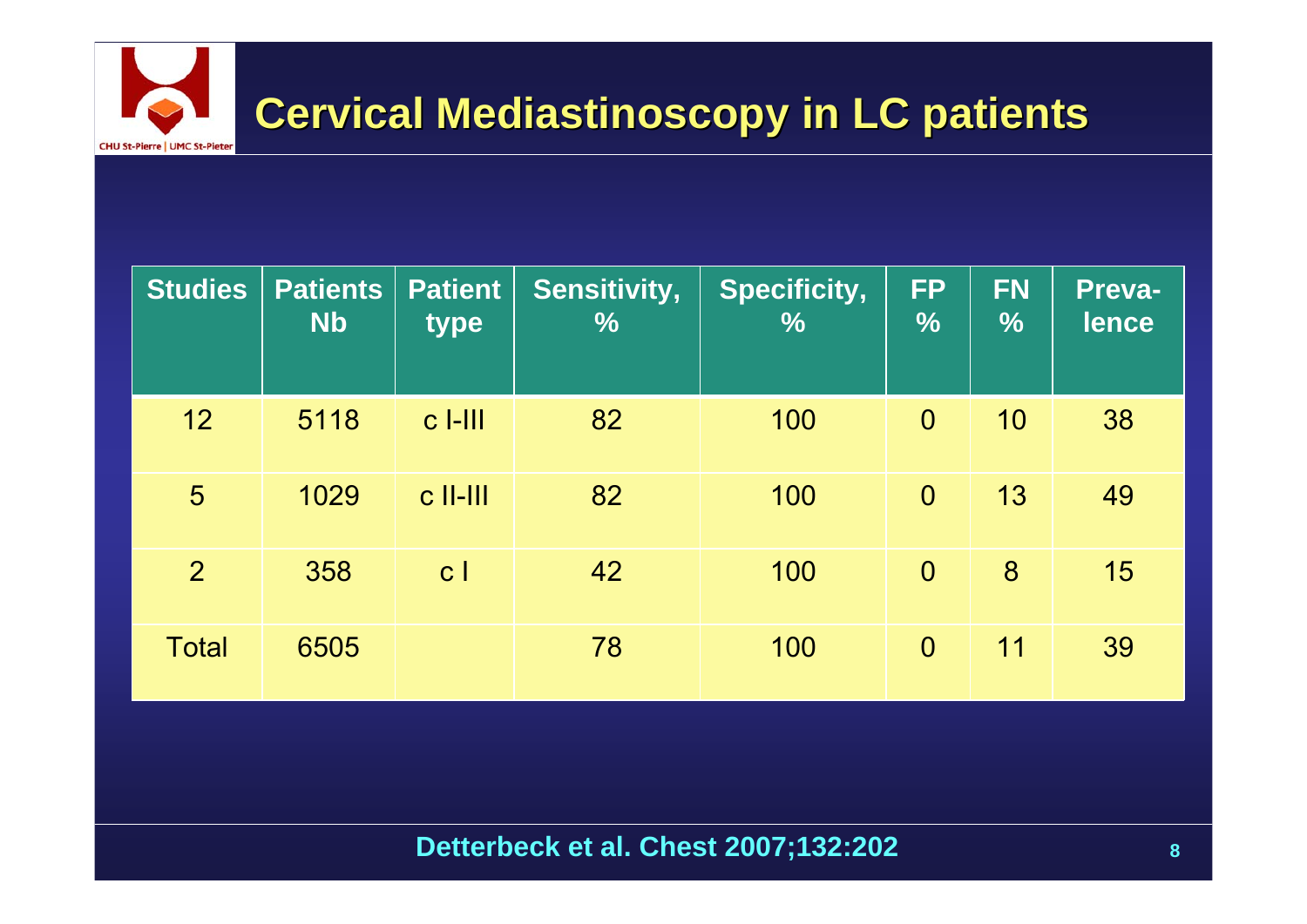# Cervical Mediastinoscopy in LC patients

| Studies | Patients Nb | Patient type | Sensitivity, % | Specificity, % | FP % | FN % | Preva-lence |
|---|---|---|---|---|---|---|---|
| 12 | 5118 | c I-III | 82 | 100 | 0 | 10 | 38 |
| 5 | 1029 | c II-III | 82 | 100 | 0 | 13 | 49 |
| 2 | 358 | c I | 42 | 100 | 0 | 8 | 15 |
| Total | 6505 | | 78 | 100 | 0 | 11 | 39 |

**Detterbeck et al. Chest 2007;132:202**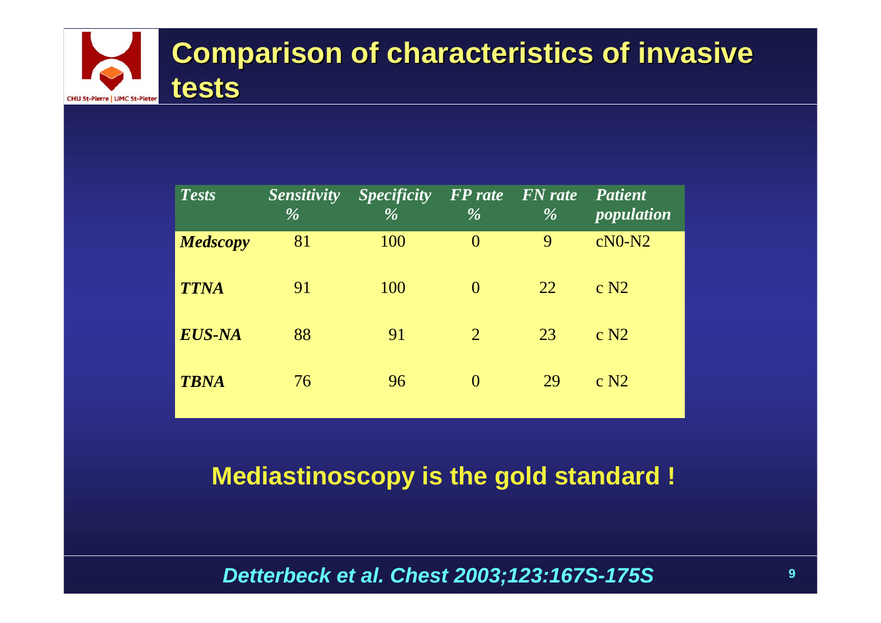# Comparison of characteristics of invasive tests

| *Tests* | *Sensitivity %* | *Specificity %* | *FP rate %* | *FN rate %* | *Patient population* |
|---|---|---|---|---|---|
| ***Medscopy*** | 81 | 100 | 0 | 9 | cN0-N2 |
| ***TTNA*** | 91 | 100 | 0 | 22 | c N2 |
| ***EUS-NA*** | 88 | 91 | 2 | 23 | c N2 |
| ***TBNA*** | 76 | 96 | 0 | 29 | c N2 |

**Mediastinoscopy is the gold standard !**

***Detterbeck et al. Chest 2003;123:167S-175S***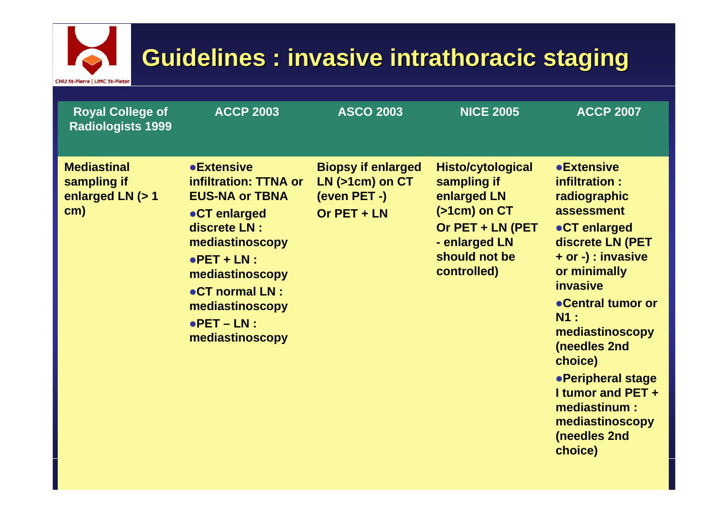# Guidelines : invasive intrathoracic staging

| Royal College of Radiologists 1999 | ACCP 2003 | ASCO 2003 | NICE 2005 | ACCP 2007 |
|---|---|---|---|---|
| Mediastinal sampling if enlarged LN (> 1 cm) | • Extensive infiltration: TTNA or EUS-NA or TBNA<br>• CT enlarged discrete LN : mediastinoscopy<br>• PET + LN : mediastinoscopy<br>• CT normal LN : mediastinoscopy<br>• PET – LN : mediastinoscopy | Biopsy if enlarged LN (>1cm) on CT (even PET -)<br>Or PET + LN | Histo/cytological sampling if enlarged LN (>1cm) on CT<br>Or PET + LN (PET - enlarged LN should not be controlled) | • Extensive infiltration : radiographic assessment<br>• CT enlarged discrete LN (PET + or -) : invasive or minimally invasive<br>• Central tumor or N1 : mediastinoscopy (needles 2nd choice)<br>• Peripheral stage I tumor and PET + mediastinum : mediastinoscopy (needles 2nd choice) |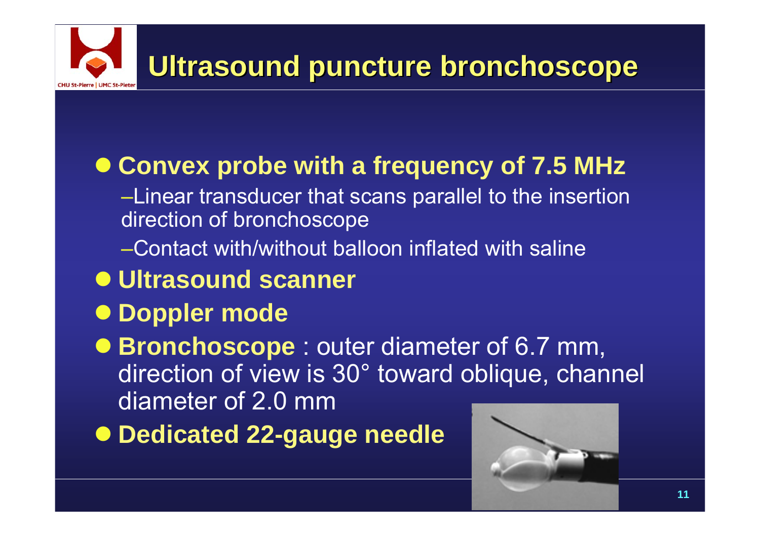# Ultrasound puncture bronchoscope

- **Convex probe with a frequency of 7.5 MHz**
  - Linear transducer that scans parallel to the insertion direction of bronchoscope
  - Contact with/without balloon inflated with saline
- **Ultrasound scanner**
- **Doppler mode**
- **Bronchoscope** : outer diameter of 6.7 mm, direction of view is 30° toward oblique, channel diameter of 2.0 mm
- **Dedicated 22-gauge needle**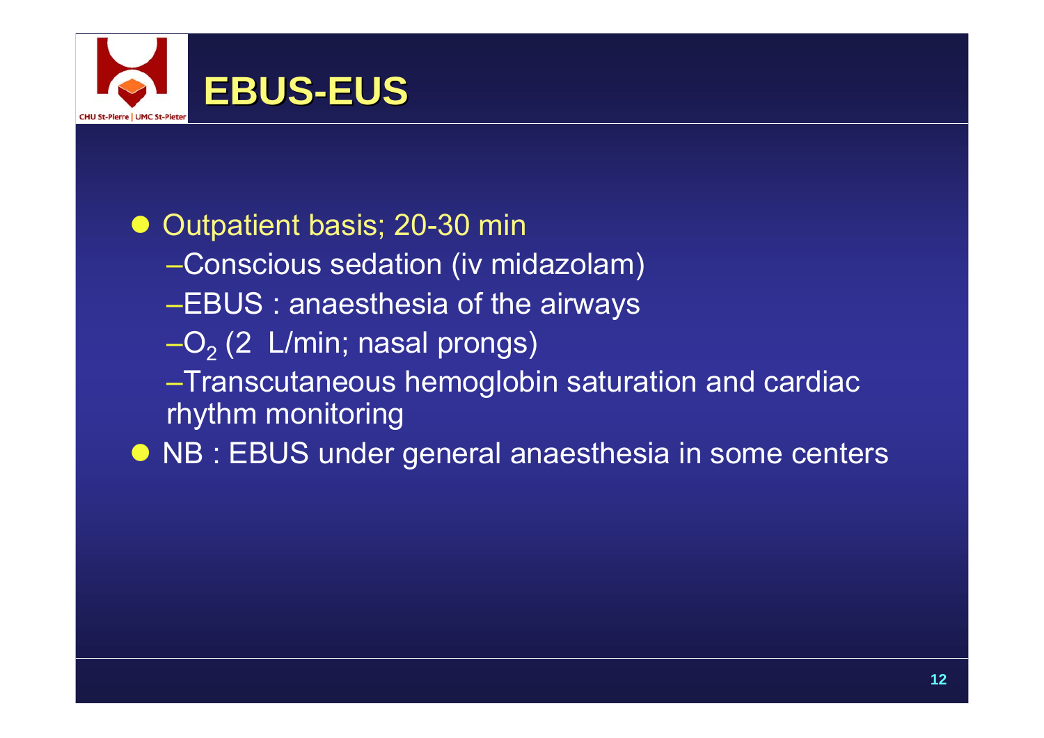# EBUS-EUS

- Outpatient basis; 20-30 min
  - Conscious sedation (iv midazolam)
  - EBUS : anaesthesia of the airways
  - $O_2$ (2 L/min; nasal prongs)
  - Transcutaneous hemoglobin saturation and cardiac rhythm monitoring
- NB : EBUS under general anaesthesia in some centers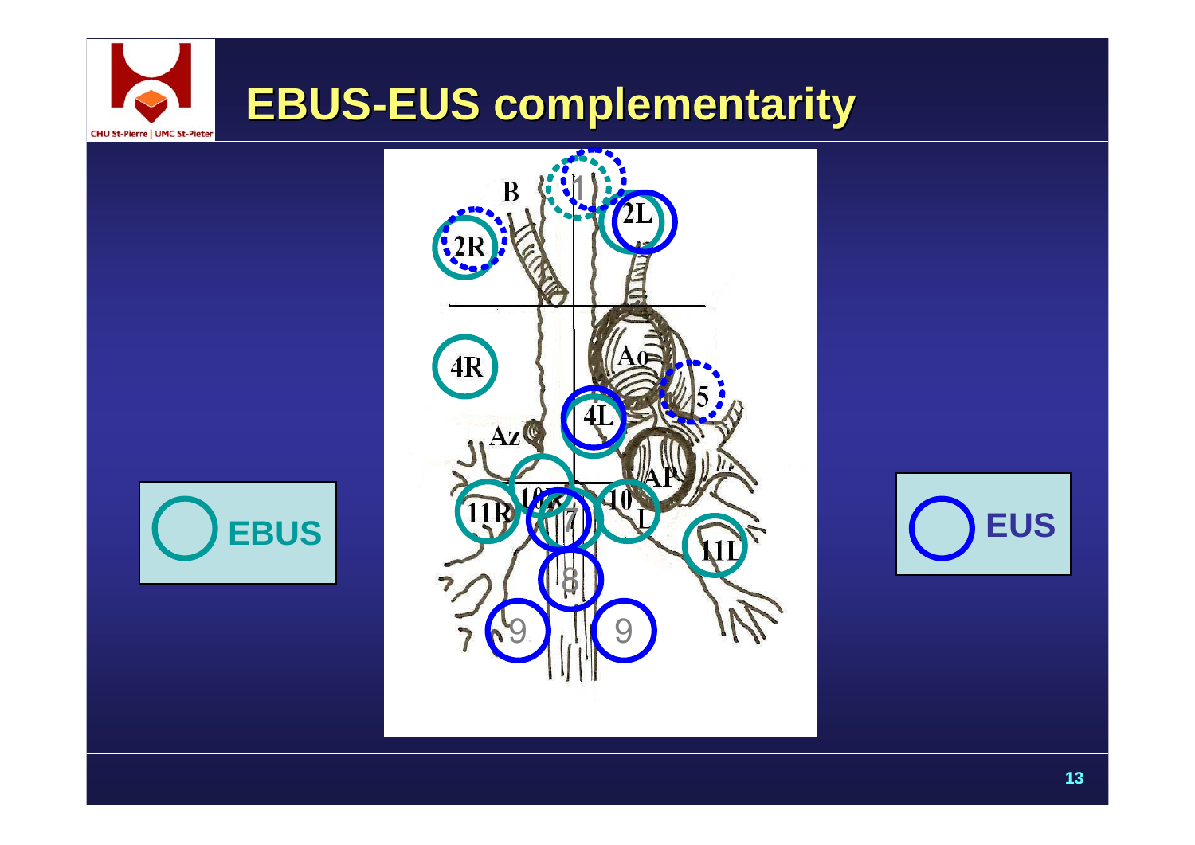# EBUS-EUS complementarity

EBUS

EUS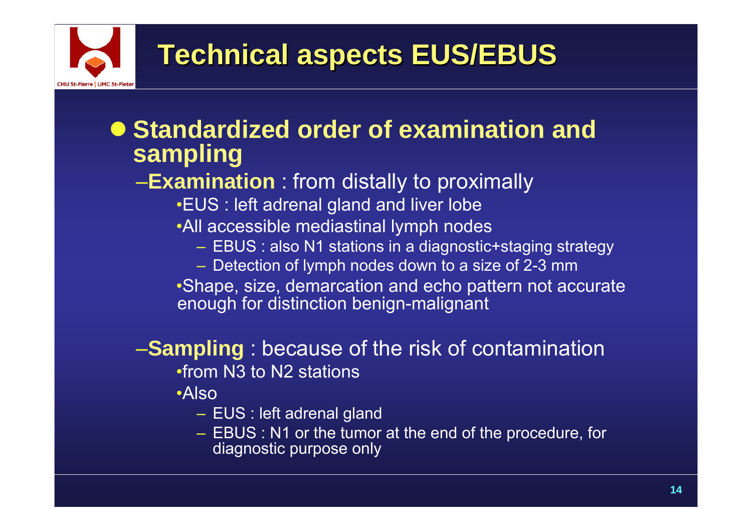# Technical aspects EUS/EBUS

- **Standardized order of examination and sampling**
  - **Examination** : from distally to proximally
    - EUS : left adrenal gland and liver lobe
    - All accessible mediastinal lymph nodes
      - EBUS : also N1 stations in a diagnostic+staging strategy
      - Detection of lymph nodes down to a size of 2-3 mm
    - Shape, size, demarcation and echo pattern not accurate enough for distinction benign-malignant
  - **Sampling** : because of the risk of contamination
    - from N3 to N2 stations
    - Also
      - EUS : left adrenal gland
      - EBUS : N1 or the tumor at the end of the procedure, for diagnostic purpose only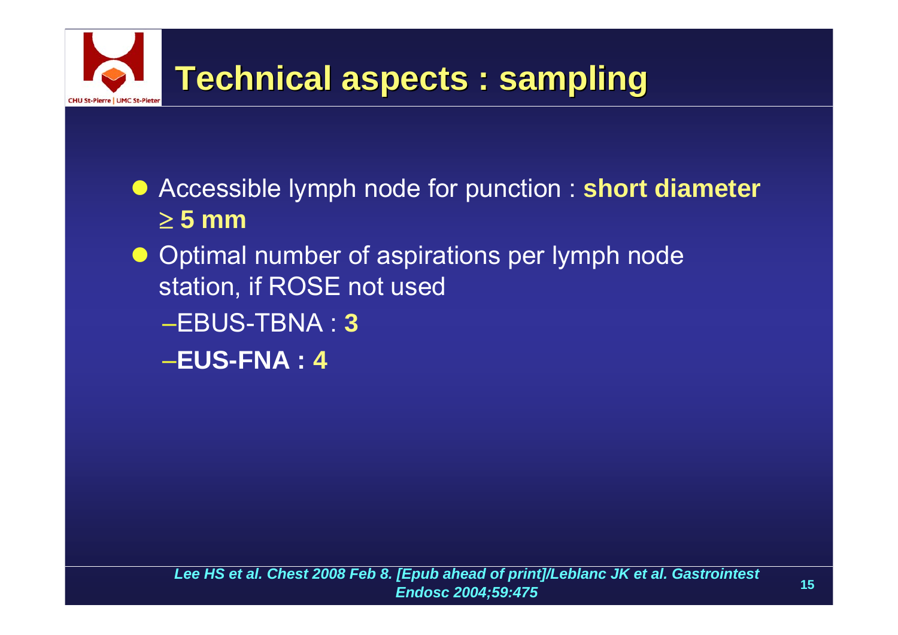# Technical aspects : sampling

- Accessible lymph node for punction : **short diameter ≥ 5 mm**
- Optimal number of aspirations per lymph node station, if ROSE not used
  - EBUS-TBNA : **3**
  - **EUS-FNA : 4**

*Lee HS et al. Chest 2008 Feb 8. [Epub ahead of print]/Leblanc JK et al. Gastrointest Endosc 2004;59:475*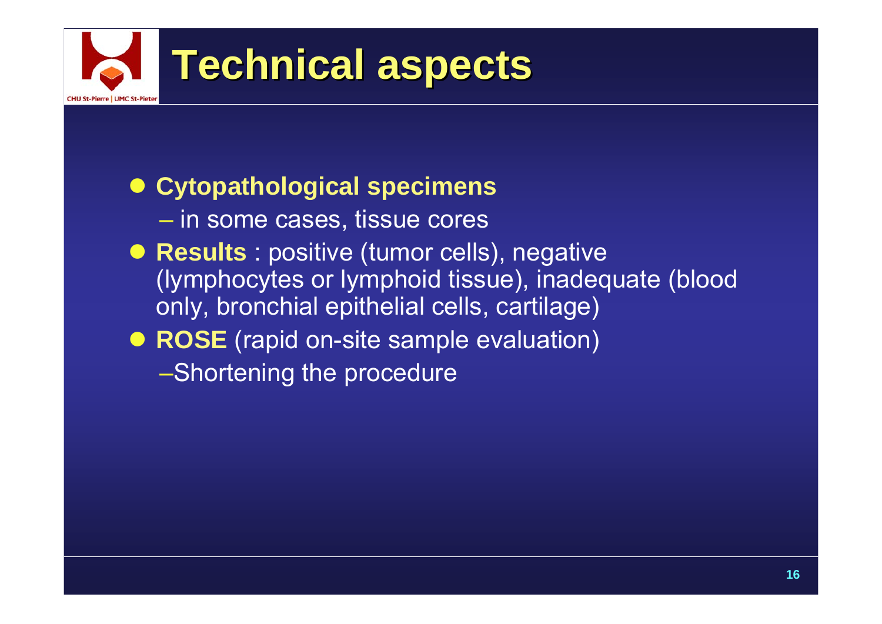# Technical aspects

- **Cytopathological specimens**
  - in some cases, tissue cores
- **Results** : positive (tumor cells), negative (lymphocytes or lymphoid tissue), inadequate (blood only, bronchial epithelial cells, cartilage)
- **ROSE** (rapid on-site sample evaluation)
  - Shortening the procedure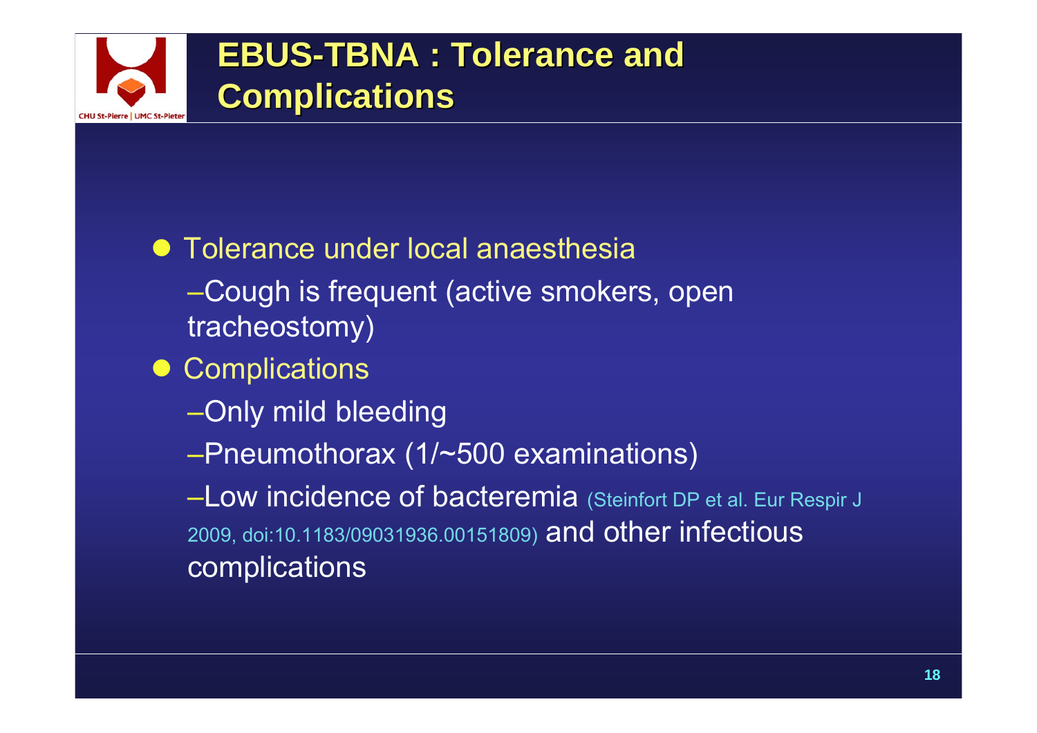# EBUS-TBNA : Tolerance and Complications

- Tolerance under local anaesthesia
  - Cough is frequent (active smokers, open tracheostomy)
- Complications
  - Only mild bleeding
  - Pneumothorax (1/~500 examinations)
  - Low incidence of bacteremia (Steinfort DP et al. Eur Respir J 2009, doi:10.1183/09031936.00151809) and other infectious complications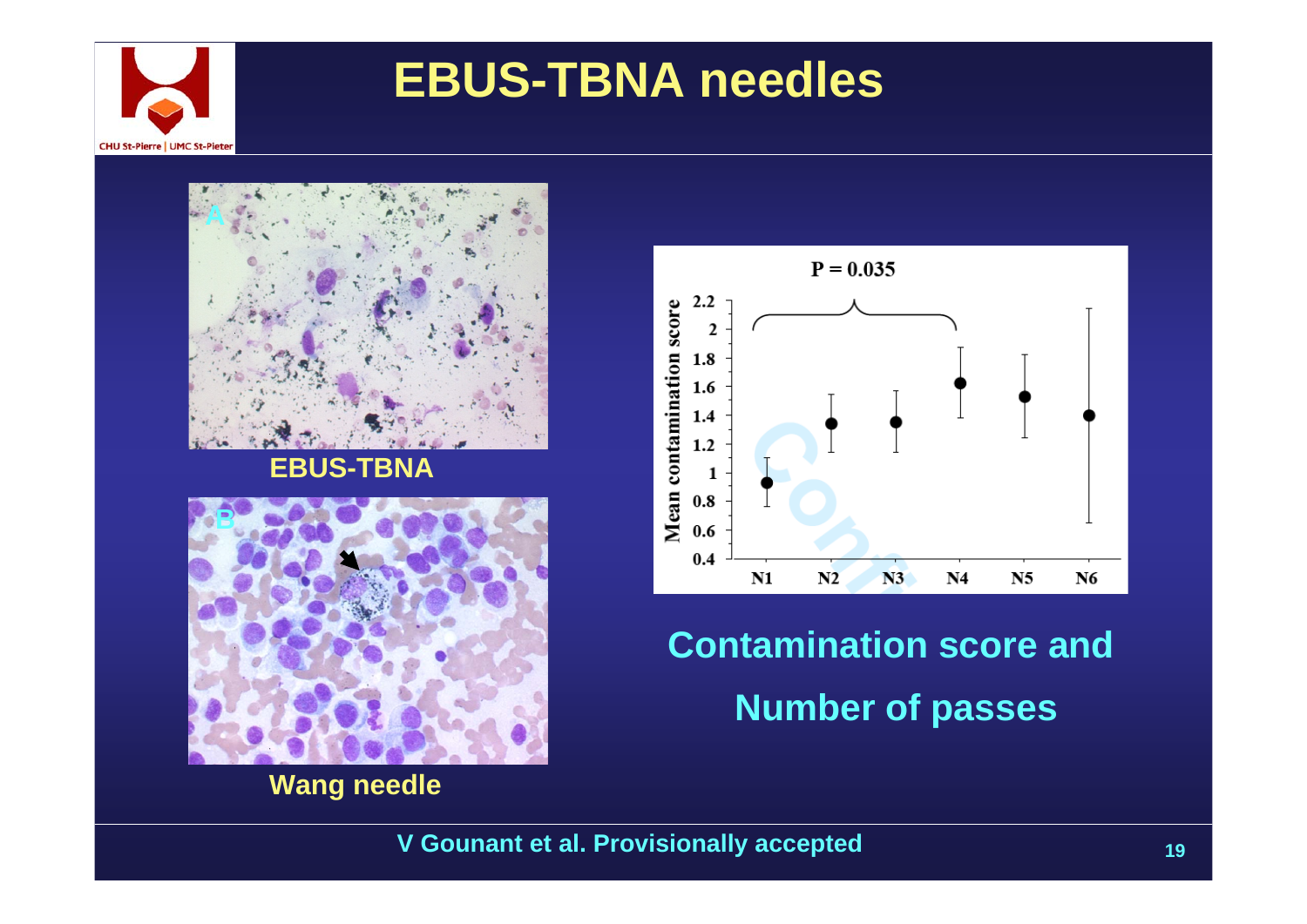# EBUS-TBNA needles

EBUS-TBNA

Wang needle

P = 0.035

Mean contamination score

N1 N2 N3 N4 N5 N6

**Contamination score and Number of passes**

V Gounant et al. Provisionally accepted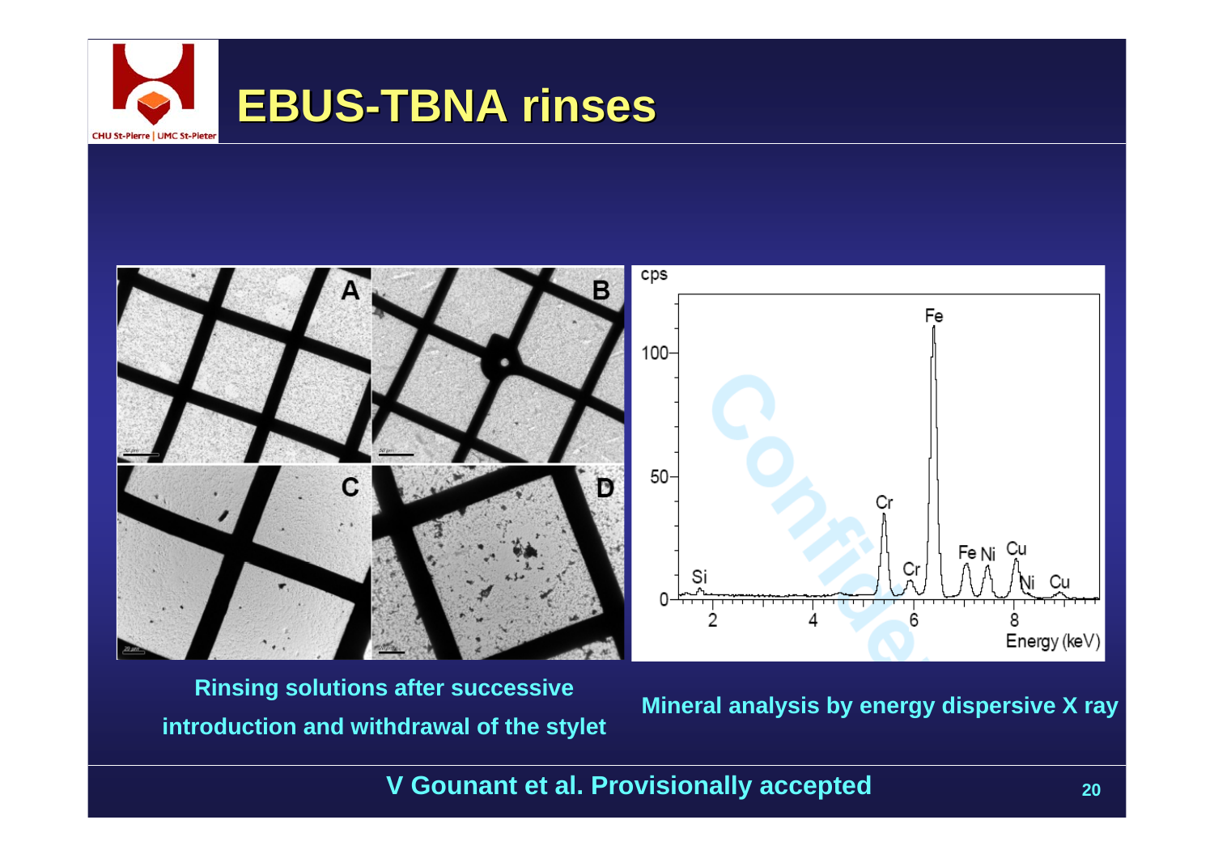# EBUS-TBNA rinses

**Rinsing solutions after successive introduction and withdrawal of the stylet**

**Mineral analysis by energy dispersive X ray**

**V Gounant et al. Provisionally accepted**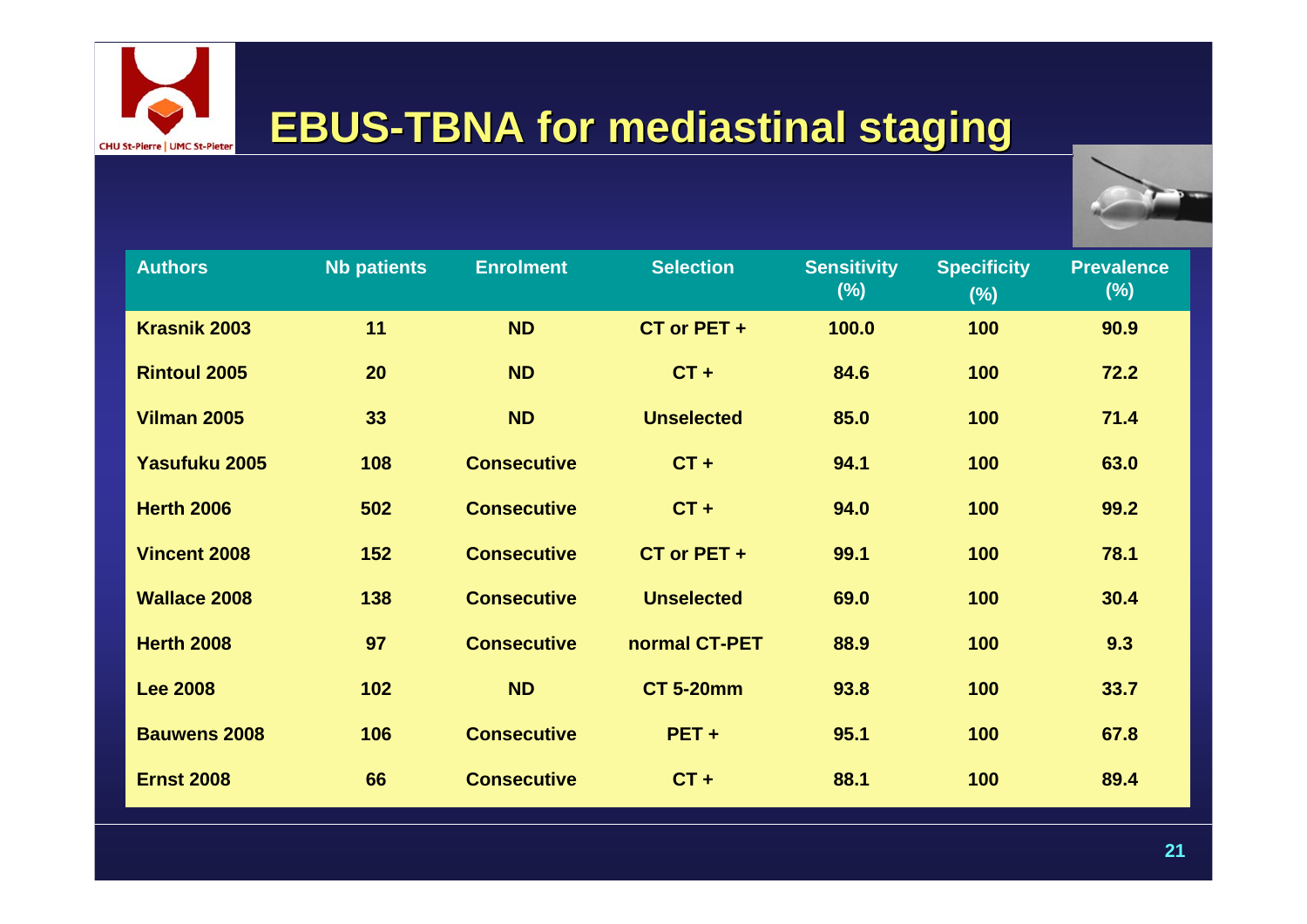# EBUS-TBNA for mediastinal staging

| Authors | Nb patients | Enrolment | Selection | Sensitivity (%) | Specificity (%) | Prevalence (%) |
|---|---|---|---|---|---|---|
| Krasnik 2003 | 11 | ND | CT or PET + | 100.0 | 100 | 90.9 |
| Rintoul 2005 | 20 | ND | CT + | 84.6 | 100 | 72.2 |
| Vilman 2005 | 33 | ND | Unselected | 85.0 | 100 | 71.4 |
| Yasufuku 2005 | 108 | Consecutive | CT + | 94.1 | 100 | 63.0 |
| Herth 2006 | 502 | Consecutive | CT + | 94.0 | 100 | 99.2 |
| Vincent 2008 | 152 | Consecutive | CT or PET + | 99.1 | 100 | 78.1 |
| Wallace 2008 | 138 | Consecutive | Unselected | 69.0 | 100 | 30.4 |
| Herth 2008 | 97 | Consecutive | normal CT-PET | 88.9 | 100 | 9.3 |
| Lee 2008 | 102 | ND | CT 5-20mm | 93.8 | 100 | 33.7 |
| Bauwens 2008 | 106 | Consecutive | PET + | 95.1 | 100 | 67.8 |
| Ernst 2008 | 66 | Consecutive | CT + | 88.1 | 100 | 89.4 |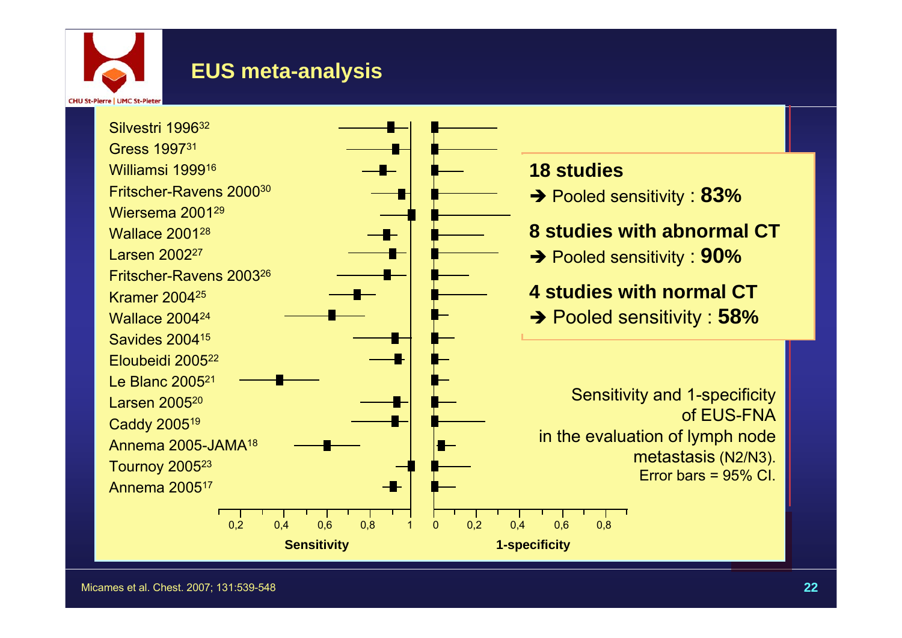# EUS meta-analysis

Silvestri 1996[32]
Gress 1997[31]
Williamsi 1999[16]
Fritscher-Ravens 2000[30]
Wiersema 2001[29]
Wallace 2001[28]
Larsen 2002[27]
Fritscher-Ravens 2003[26]
Kramer 2004[25]
Wallace 2004[24]
Savides 2004[15]
Eloubeidi 2005[22]
Le Blanc 2005[21]
Larsen 2005[20]
Caddy 2005[19]
Annema 2005-JAMA[18]
Tournoy 2005[23]
Annema 2005[17]

Sensitivity: 0,2 0,4 0,6 0,8 1

1-specificity: 0 0,2 0,4 0,6 0,8

**18 studies**
➔ Pooled sensitivity : **83%**

**8 studies with abnormal CT**
➔ Pooled sensitivity : **90%**

**4 studies with normal CT**
➔ Pooled sensitivity : **58%**

Sensitivity and 1-specificity of EUS-FNA in the evaluation of lymph node metastasis (N2/N3).
Error bars = 95% CI.

Micames et al. Chest. 2007; 131:539-548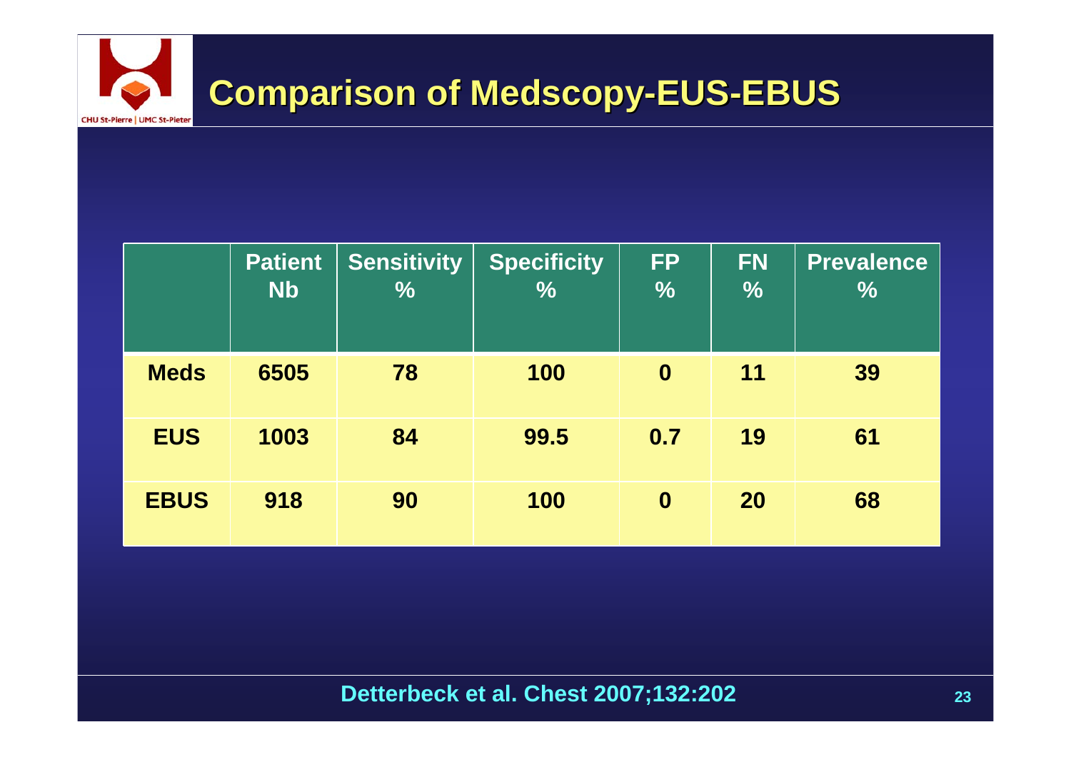# Comparison of Medscopy-EUS-EBUS

|  | Patient Nb | Sensitivity % | Specificity % | FP % | FN % | Prevalence % |
|---|---|---|---|---|---|---|
| **Meds** | 6505 | 78 | 100 | 0 | 11 | 39 |
| **EUS** | 1003 | 84 | 99.5 | 0.7 | 19 | 61 |
| **EBUS** | 918 | 90 | 100 | 0 | 20 | 68 |

Detterbeck et al. Chest 2007;132:202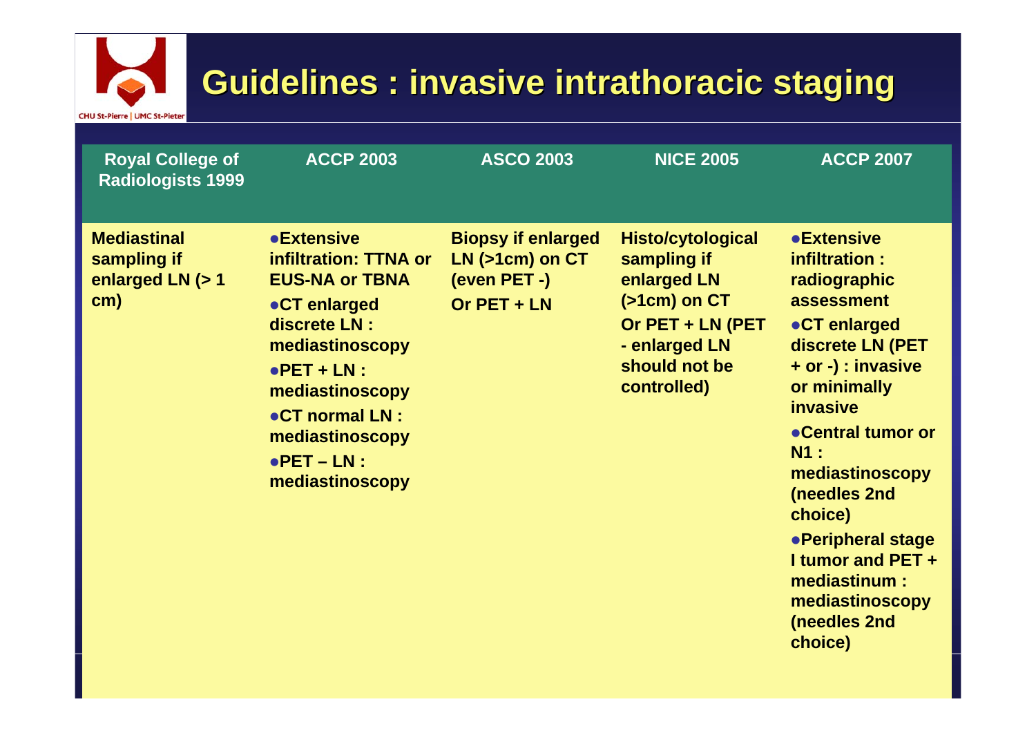# Guidelines : invasive intrathoracic staging

| Royal College of Radiologists 1999 | ACCP 2003 | ASCO 2003 | NICE 2005 | ACCP 2007 |
| --- | --- | --- | --- | --- |
| Mediastinal sampling if enlarged LN (> 1 cm) | • Extensive infiltration: TTNA or EUS-NA or TBNA<br>• CT enlarged discrete LN : mediastinoscopy<br>• PET + LN : mediastinoscopy<br>• CT normal LN : mediastinoscopy<br>• PET – LN : mediastinoscopy | Biopsy if enlarged LN (>1cm) on CT (even PET -)<br>Or PET + LN | Histo/cytological sampling if enlarged LN (>1cm) on CT<br>Or PET + LN (PET - enlarged LN should not be controlled) | • Extensive infiltration : radiographic assessment<br>• CT enlarged discrete LN (PET + or -) : invasive or minimally invasive<br>• Central tumor or N1 : mediastinoscopy (needles 2nd choice)<br>• Peripheral stage I tumor and PET + mediastinum : mediastinoscopy (needles 2nd choice) |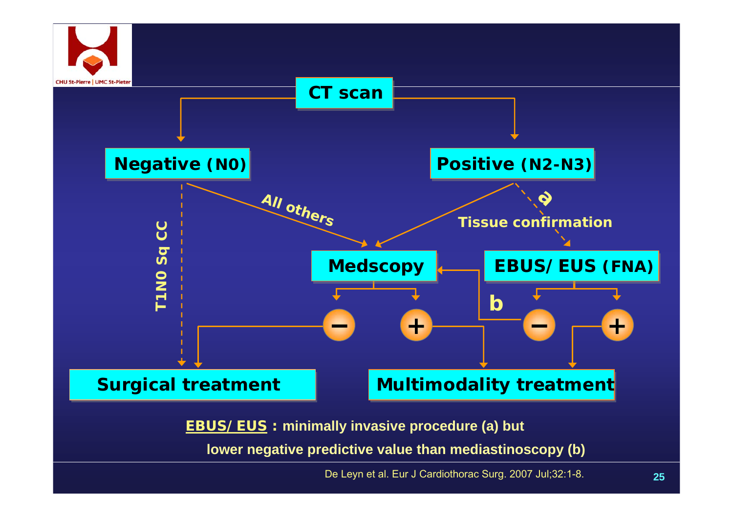CT scan

Negative (N0)

Positive (N2-N3)

T1N0 Sq CC

All others

a

Tissue confirmation

Medscopy

EBUS/ EUS (FNA)

b

−

+

−

+

Surgical treatment

Multimodality treatment

**EBUS/ EUS : minimally invasive procedure (a) but**

**lower negative predictive value than mediastinoscopy (b)**

De Leyn et al. Eur J Cardiothorac Surg. 2007 Jul;32:1-8.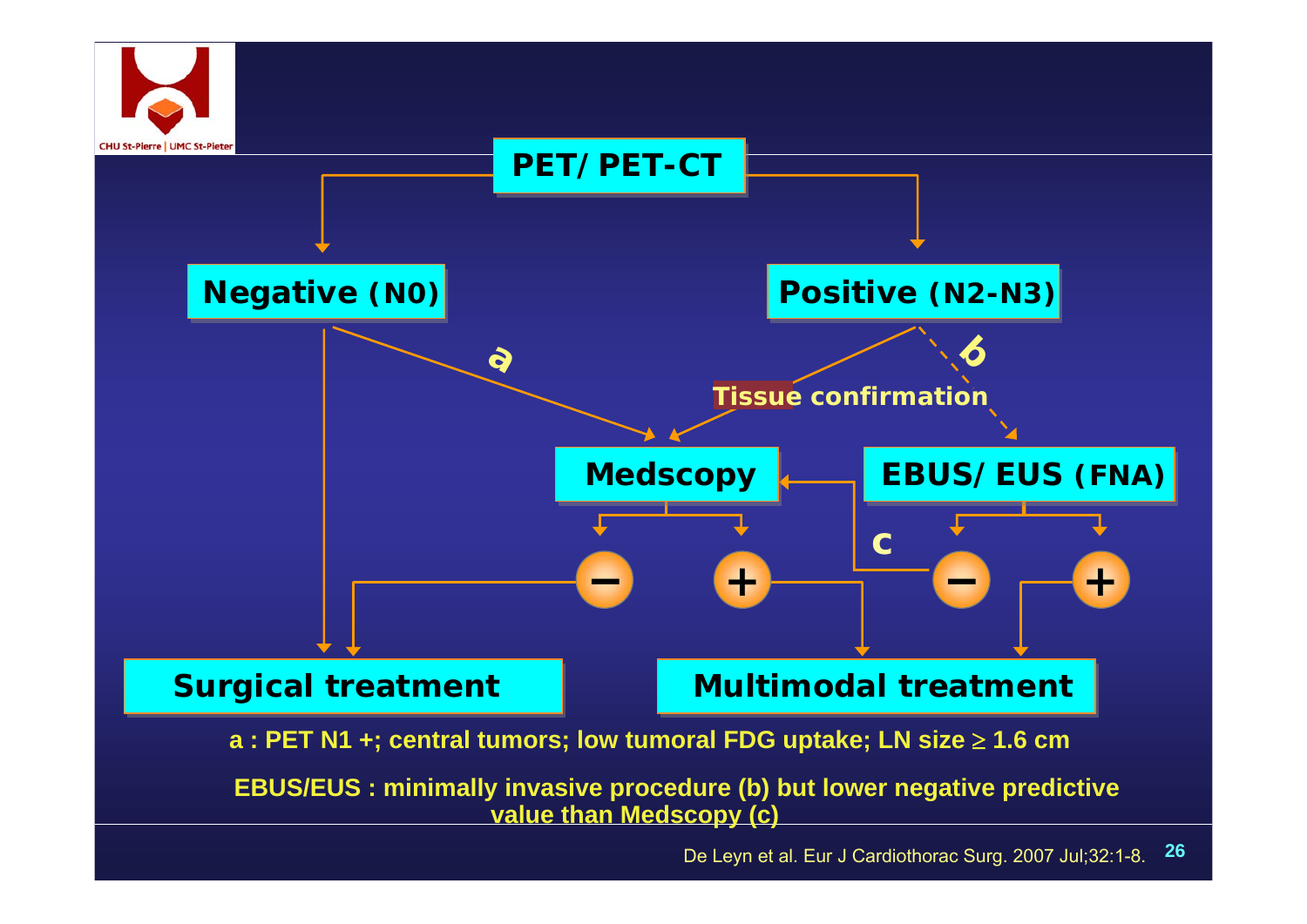PET/ PET-CT

Negative (N0)

Positive (N2-N3)

a

b

Tissue confirmation

Medscopy

EBUS/ EUS (FNA)

c

–

+

–

+

Surgical treatment

Multimodal treatment

**a : PET N1 +; central tumors; low tumoral FDG uptake; LN size ≥ 1.6 cm**

**EBUS/EUS : minimally invasive procedure (b) but lower negative predictive value than Medscopy (c)**

De Leyn et al. Eur J Cardiothorac Surg. 2007 Jul;32:1-8.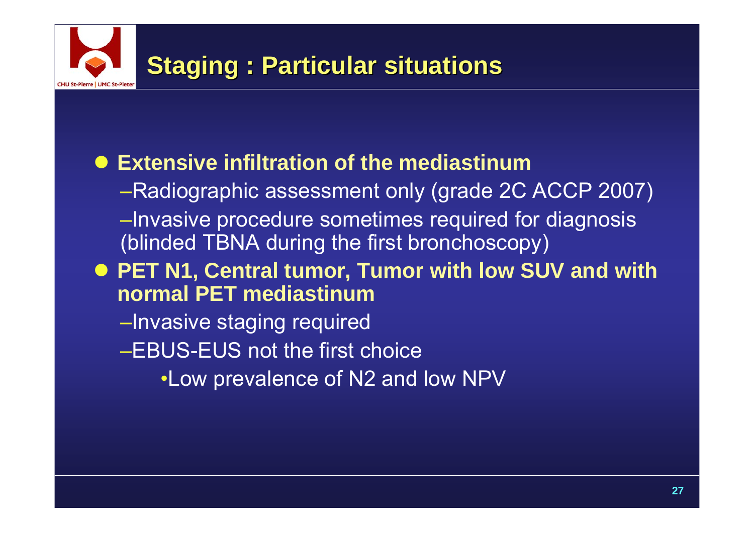# Staging : Particular situations

- **Extensive infiltration of the mediastinum**
  - Radiographic assessment only (grade 2C ACCP 2007)
  - Invasive procedure sometimes required for diagnosis (blinded TBNA during the first bronchoscopy)
- **PET N1, Central tumor, Tumor with low SUV and with normal PET mediastinum**
  - Invasive staging required
  - EBUS-EUS not the first choice
    - Low prevalence of N2 and low NPV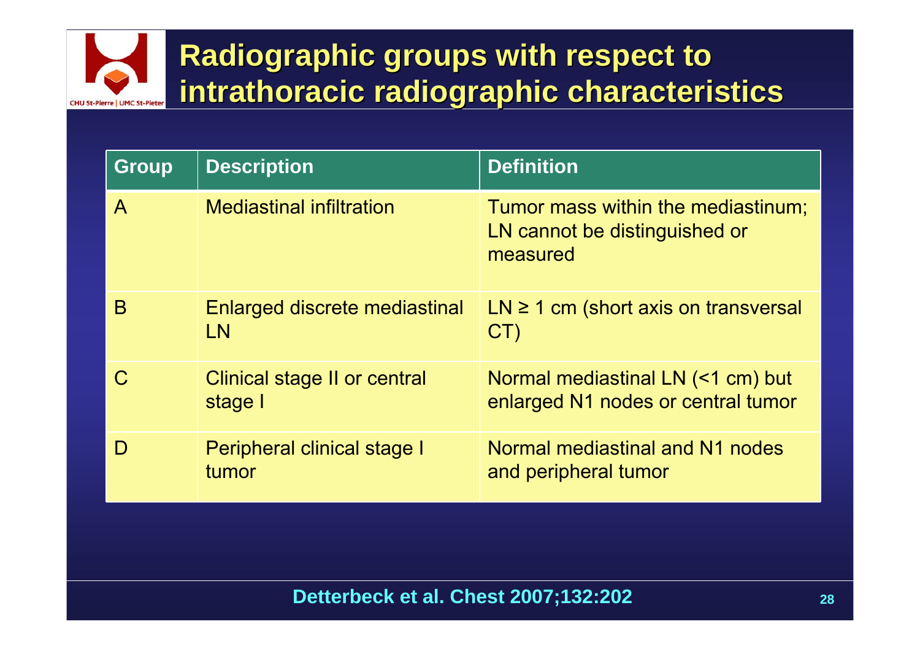# Radiographic groups with respect to intrathoracic radiographic characteristics

| Group | Description | Definition |
|---|---|---|
| A | Mediastinal infiltration | Tumor mass within the mediastinum; LN cannot be distinguished or measured |
| B | Enlarged discrete mediastinal LN | LN ≥ 1 cm (short axis on transversal CT) |
| C | Clinical stage II or central stage I | Normal mediastinal LN (<1 cm) but enlarged N1 nodes or central tumor |
| D | Peripheral clinical stage I tumor | Normal mediastinal and N1 nodes and peripheral tumor |

**Detterbeck et al. Chest 2007;132:202**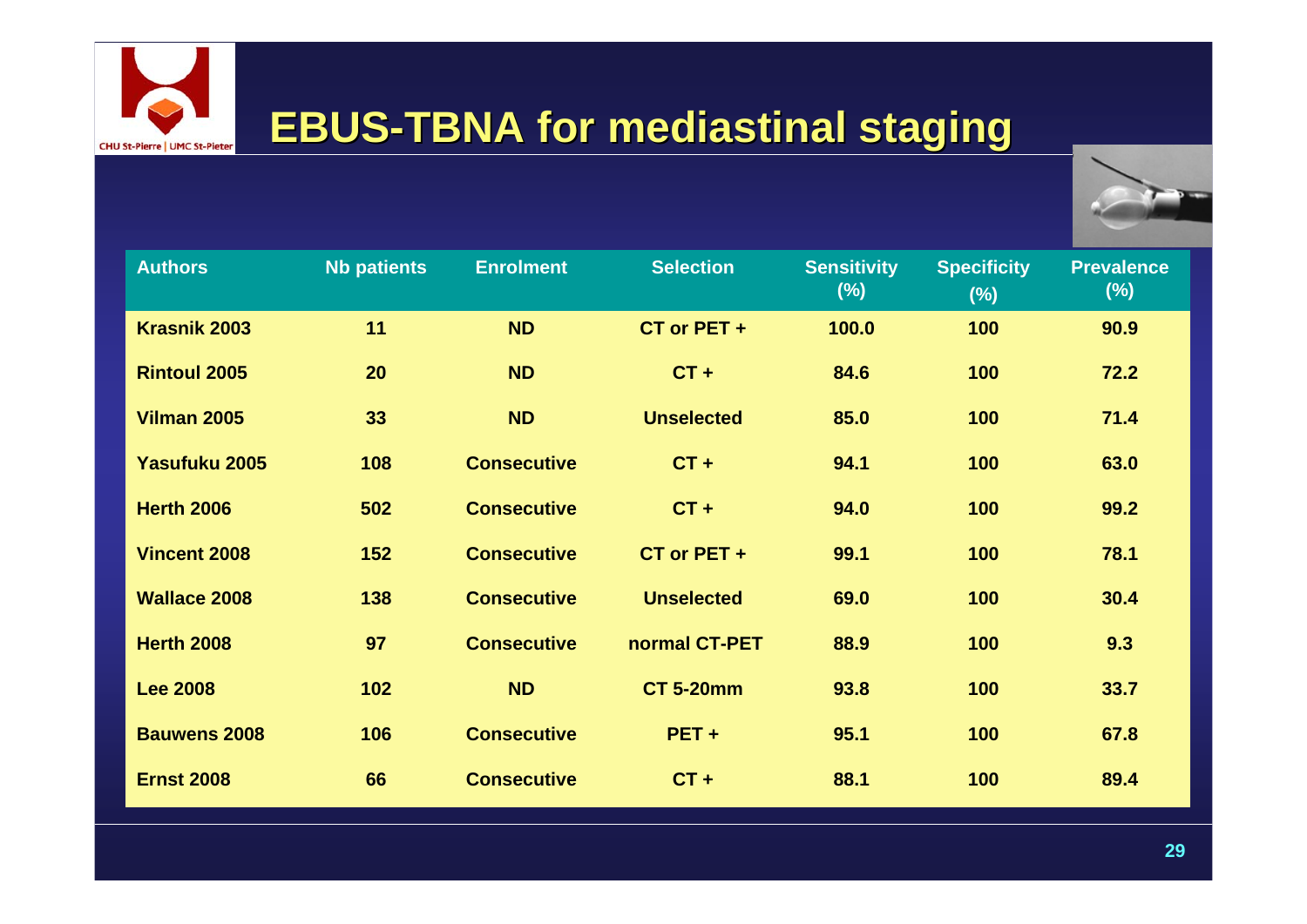# EBUS-TBNA for mediastinal staging

| Authors | Nb patients | Enrolment | Selection | Sensitivity (%) | Specificity (%) | Prevalence (%) |
|---|---|---|---|---|---|---|
| Krasnik 2003 | 11 | ND | CT or PET + | 100.0 | 100 | 90.9 |
| Rintoul 2005 | 20 | ND | CT + | 84.6 | 100 | 72.2 |
| Vilman 2005 | 33 | ND | Unselected | 85.0 | 100 | 71.4 |
| Yasufuku 2005 | 108 | Consecutive | CT + | 94.1 | 100 | 63.0 |
| Herth 2006 | 502 | Consecutive | CT + | 94.0 | 100 | 99.2 |
| Vincent 2008 | 152 | Consecutive | CT or PET + | 99.1 | 100 | 78.1 |
| Wallace 2008 | 138 | Consecutive | Unselected | 69.0 | 100 | 30.4 |
| Herth 2008 | 97 | Consecutive | normal CT-PET | 88.9 | 100 | 9.3 |
| Lee 2008 | 102 | ND | CT 5-20mm | 93.8 | 100 | 33.7 |
| Bauwens 2008 | 106 | Consecutive | PET + | 95.1 | 100 | 67.8 |
| Ernst 2008 | 66 | Consecutive | CT + | 88.1 | 100 | 89.4 |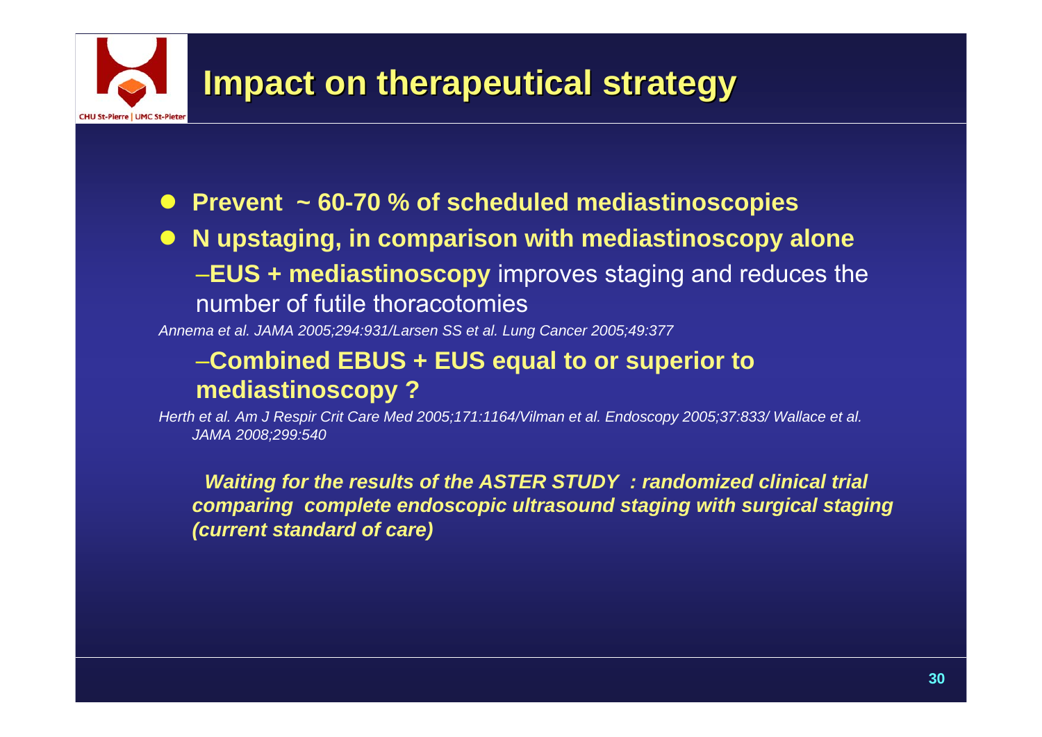# Impact on therapeutical strategy

- **Prevent ~ 60-70 % of scheduled mediastinoscopies**
- **N upstaging, in comparison with mediastinoscopy alone**
  - –**EUS + mediastinoscopy** improves staging and reduces the number of futile thoracotomies

*Annema et al. JAMA 2005;294:931/Larsen SS et al. Lung Cancer 2005;49:377*

  - –**Combined EBUS + EUS equal to or superior to mediastinoscopy ?**

*Herth et al. Am J Respir Crit Care Med 2005;171:1164/Vilman et al. Endoscopy 2005;37:833/ Wallace et al. JAMA 2008;299:540*

***Waiting for the results of the ASTER STUDY : randomized clinical trial comparing complete endoscopic ultrasound staging with surgical staging (current standard of care)***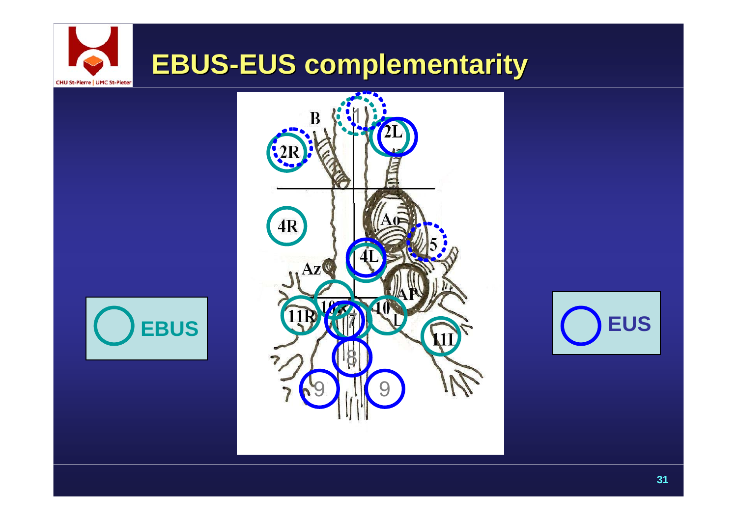# EBUS-EUS complementarity

EBUS

EUS

B

1

2L

2R

4R

Ao

5

4L

Az

AP

11R

10R

7

10L

11L

8

9

9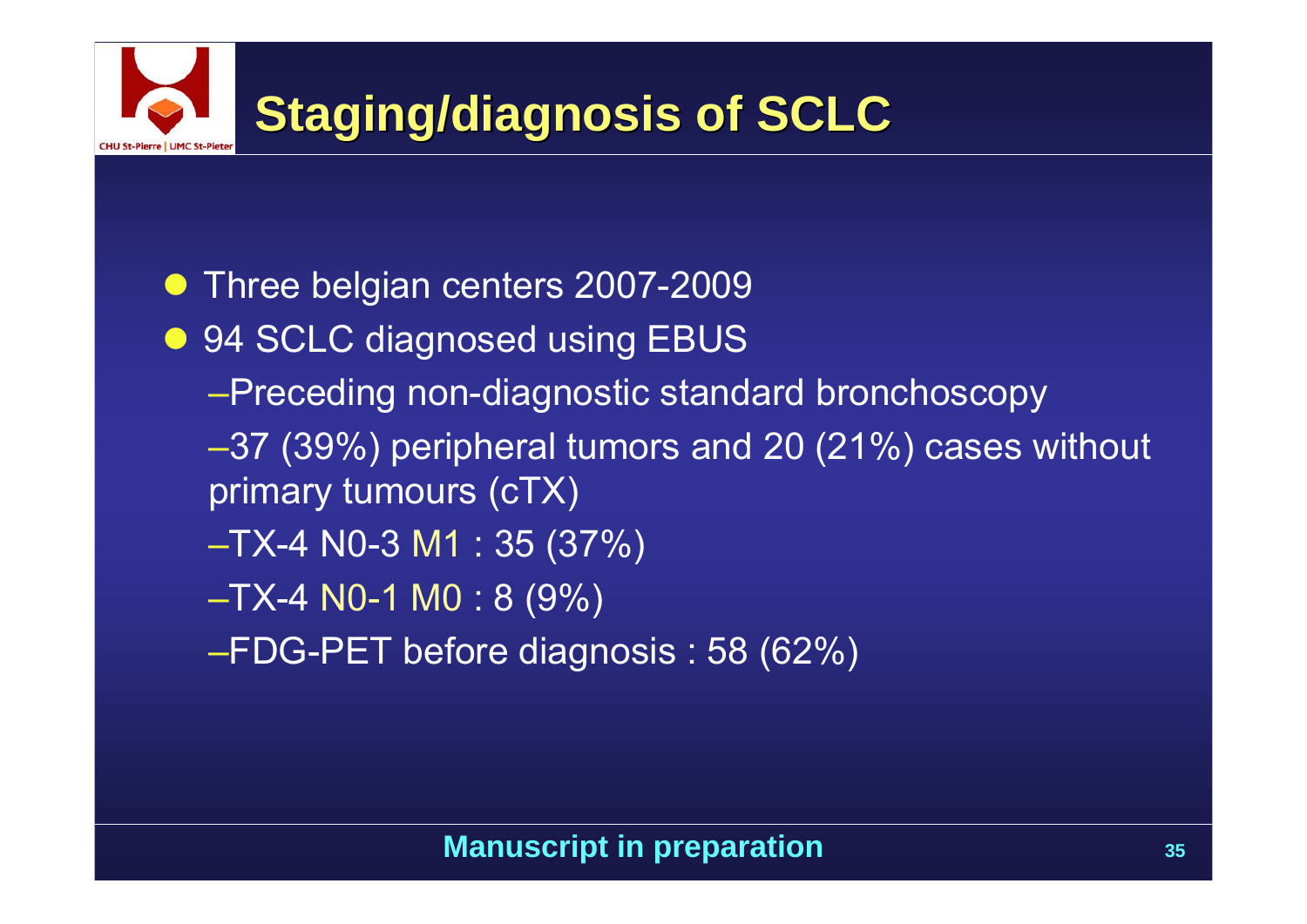# Staging/diagnosis of SCLC

- Three belgian centers 2007-2009
- 94 SCLC diagnosed using EBUS
  - Preceding non-diagnostic standard bronchoscopy
  - 37 (39%) peripheral tumors and 20 (21%) cases without primary tumours (cTX)
  - TX-4 N0-3 M1 : 35 (37%)
  - TX-4 N0-1 M0 : 8 (9%)
  - FDG-PET before diagnosis : 58 (62%)

**Manuscript in preparation**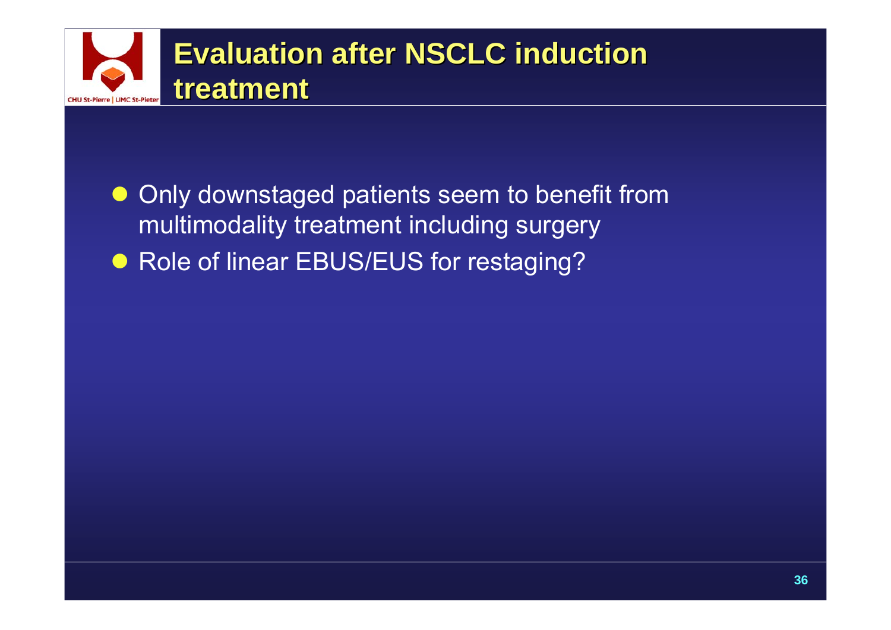# Evaluation after NSCLC induction treatment

- Only downstaged patients seem to benefit from multimodality treatment including surgery
- Role of linear EBUS/EUS for restaging?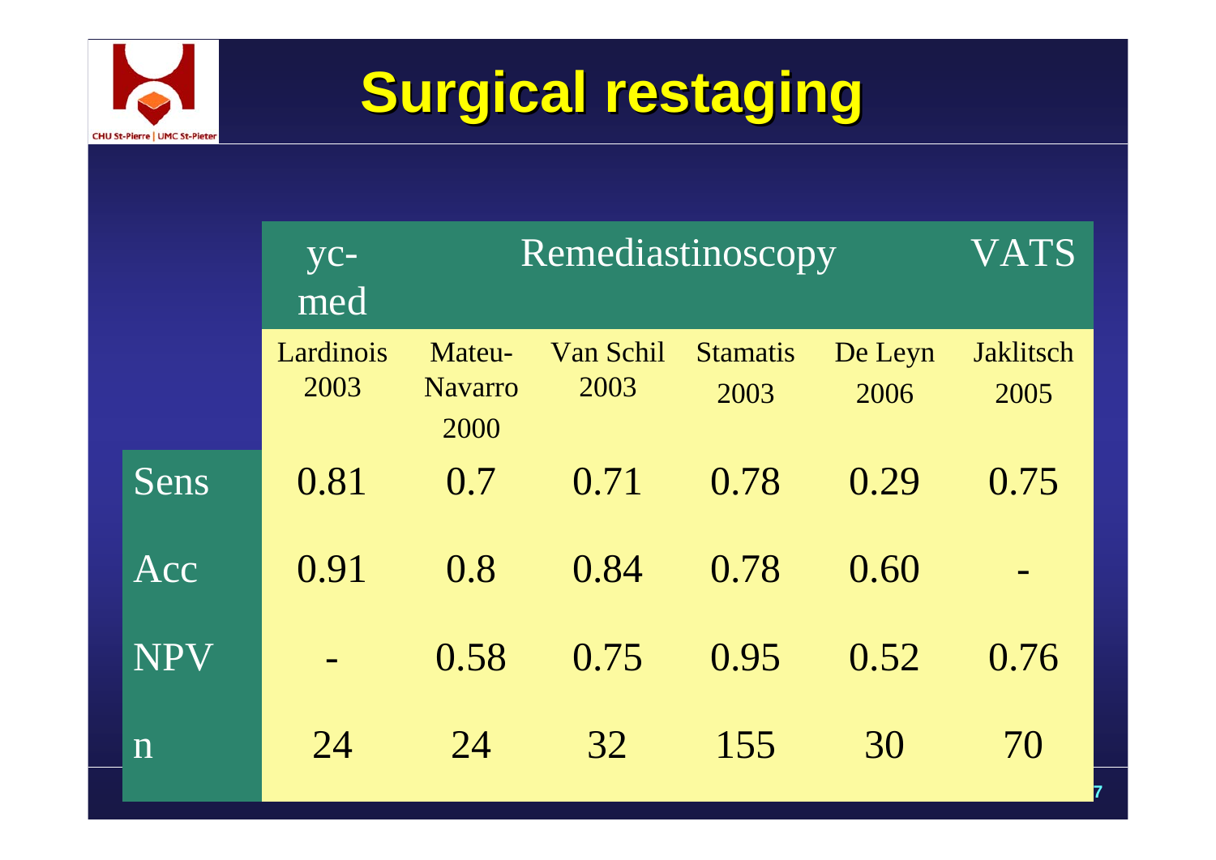# Surgical restaging

| | yc-med | Remediastinoscopy | | | | VATS |
|---|---|---|---|---|---|---|
| | Lardinois 2003 | Mateu-Navarro 2000 | Van Schil 2003 | Stamatis 2003 | De Leyn 2006 | Jaklitsch 2005 |
| Sens | 0.81 | 0.7 | 0.71 | 0.78 | 0.29 | 0.75 |
| Acc | 0.91 | 0.8 | 0.84 | 0.78 | 0.60 | - |
| NPV | - | 0.58 | 0.75 | 0.95 | 0.52 | 0.76 |
| n | 24 | 24 | 32 | 155 | 30 | 70 |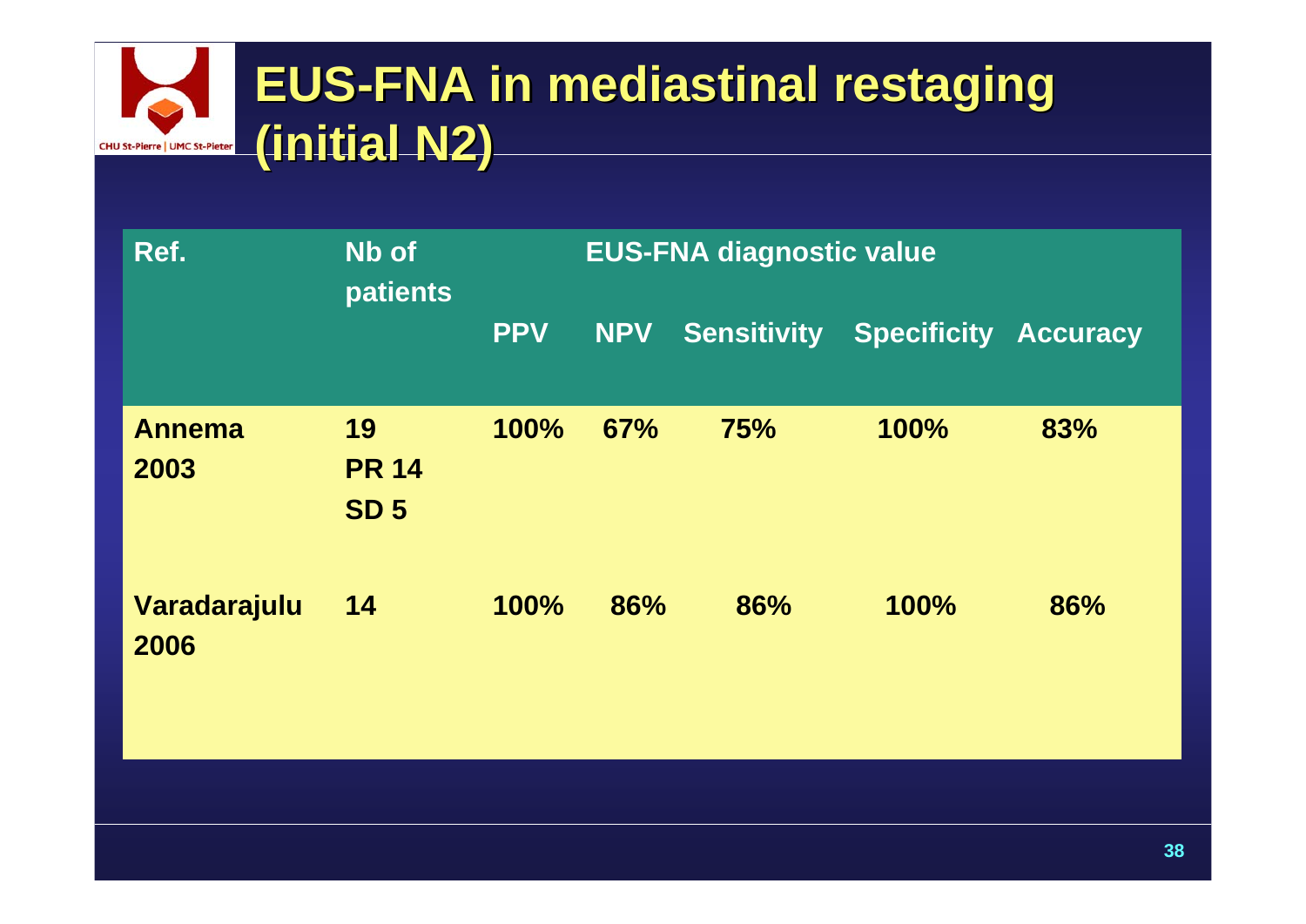# EUS-FNA in mediastinal restaging (initial N2)

| Ref. | Nb of patients | EUS-FNA diagnostic value | | | | |
|---|---|---|---|---|---|---|
| | | PPV | NPV | Sensitivity | Specificity | Accuracy |
| Annema 2003 | 19<br>PR 14<br>SD 5 | 100% | 67% | 75% | 100% | 83% |
| Varadarajulu 2006 | 14 | 100% | 86% | 86% | 100% | 86% |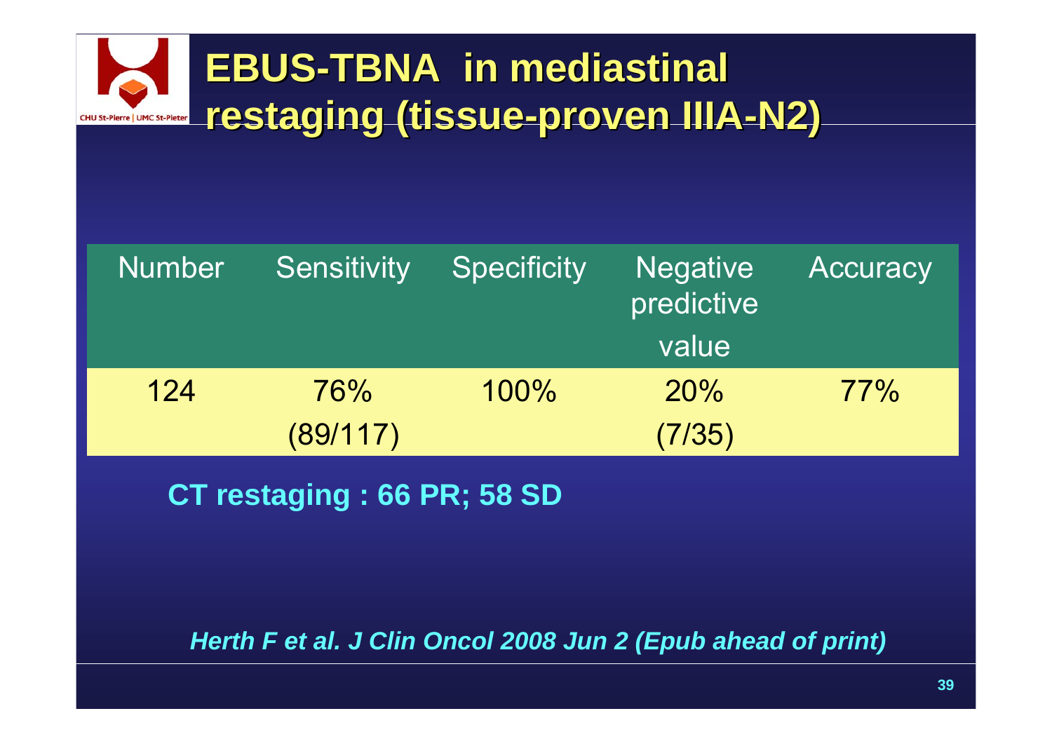# EBUS-TBNA in mediastinal restaging (tissue-proven IIIA-N2)

| Number | Sensitivity | Specificity | Negative predictive value | Accuracy |
|---|---|---|---|---|
| 124 | 76% (89/117) | 100% | 20% (7/35) | 77% |

**CT restaging : 66 PR; 58 SD**

***Herth F et al. J Clin Oncol 2008 Jun 2 (Epub ahead of print)***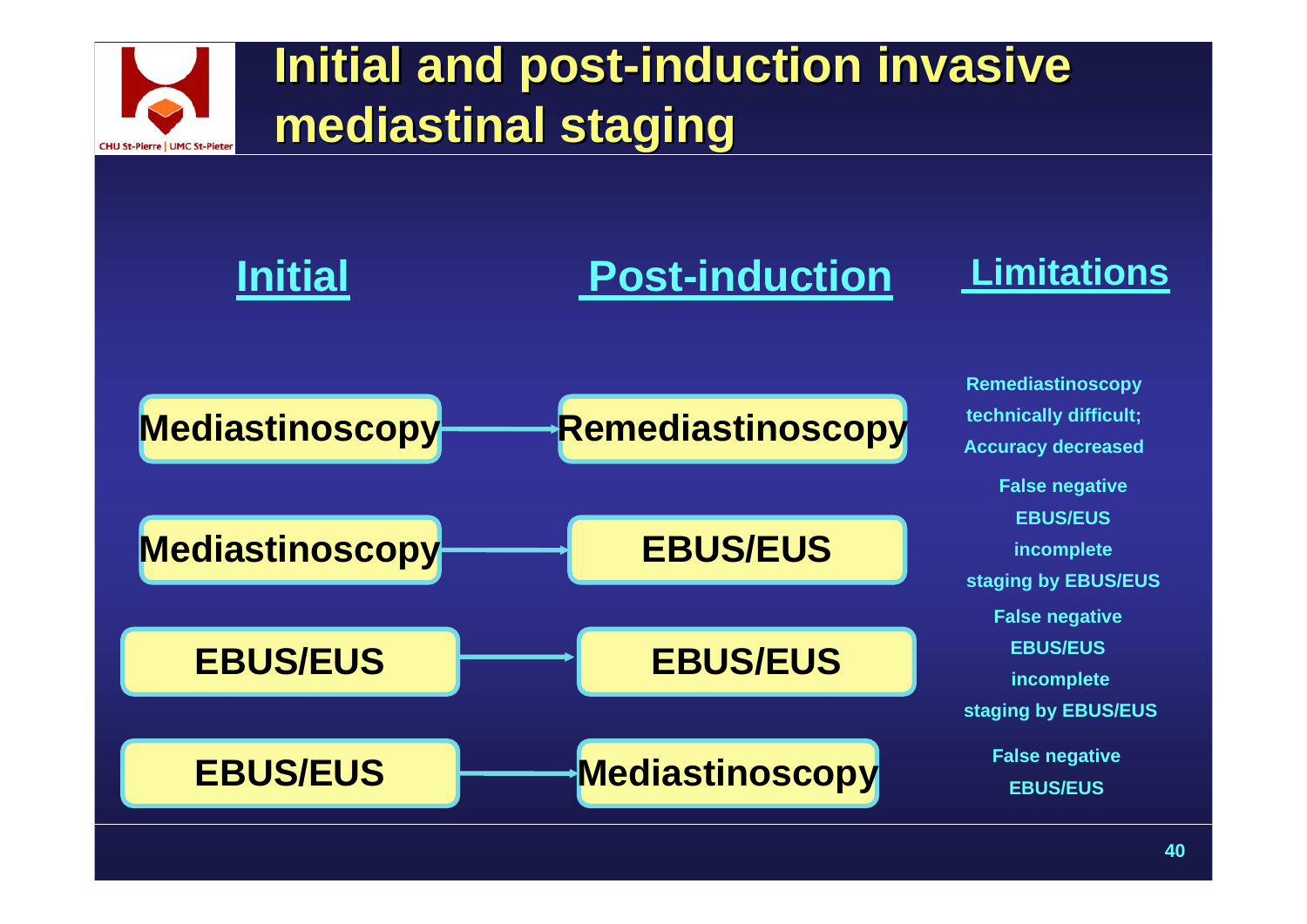# Initial and post-induction invasive mediastinal staging

| Initial | Post-induction | Limitations |
|---|---|---|
| Mediastinoscopy | Remediastinoscopy | Remediastinoscopy technically difficult; Accuracy decreased |
| Mediastinoscopy | EBUS/EUS | False negative EBUS/EUS incomplete staging by EBUS/EUS |
| EBUS/EUS | EBUS/EUS | False negative EBUS/EUS incomplete staging by EBUS/EUS |
| EBUS/EUS | Mediastinoscopy | False negative EBUS/EUS |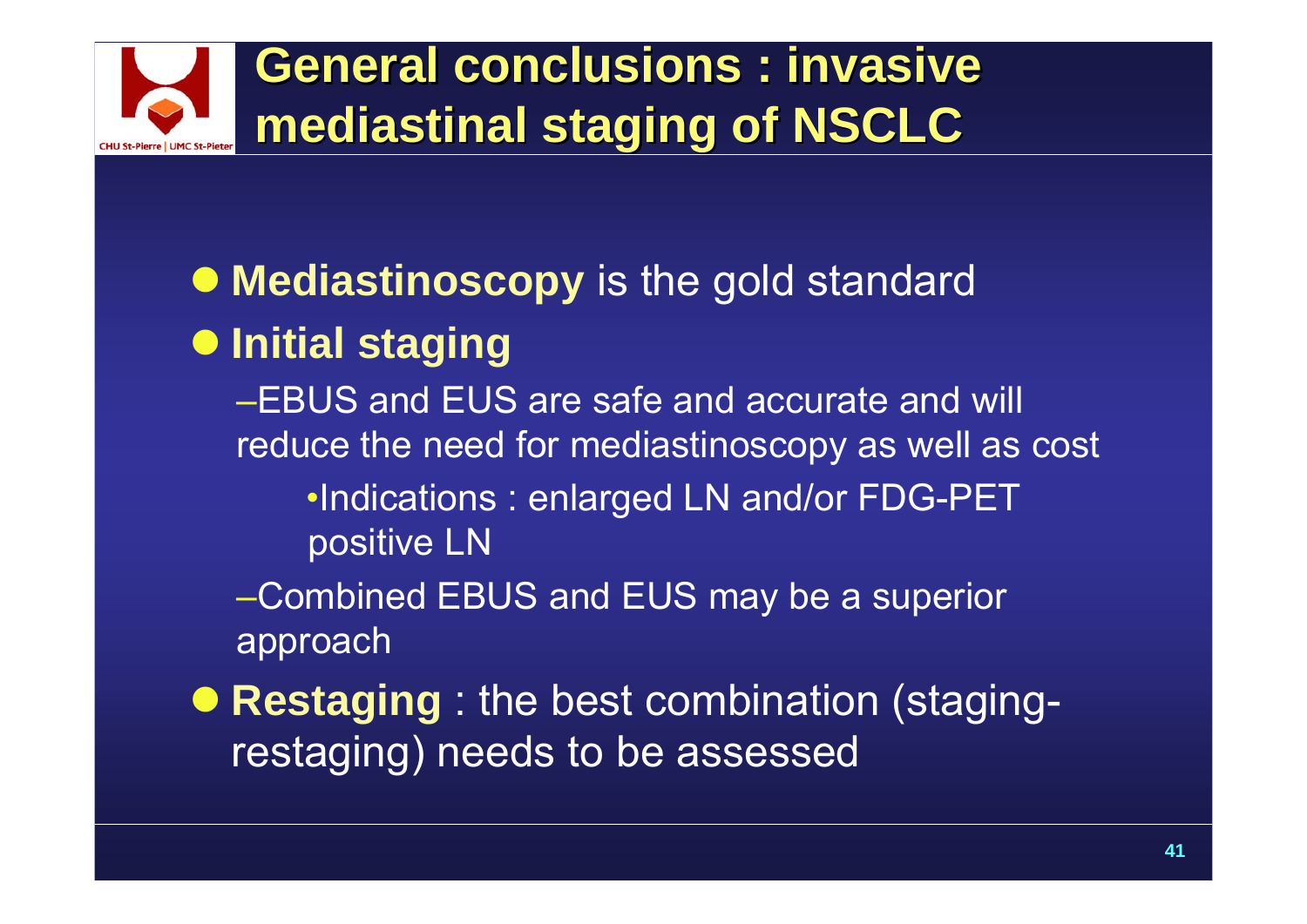# General conclusions : invasive mediastinal staging of NSCLC

- **Mediastinoscopy** is the gold standard
- **Initial staging**
  - EBUS and EUS are safe and accurate and will reduce the need for mediastinoscopy as well as cost
    - Indications : enlarged LN and/or FDG-PET positive LN
  - Combined EBUS and EUS may be a superior approach
- **Restaging** : the best combination (staging-restaging) needs to be assessed